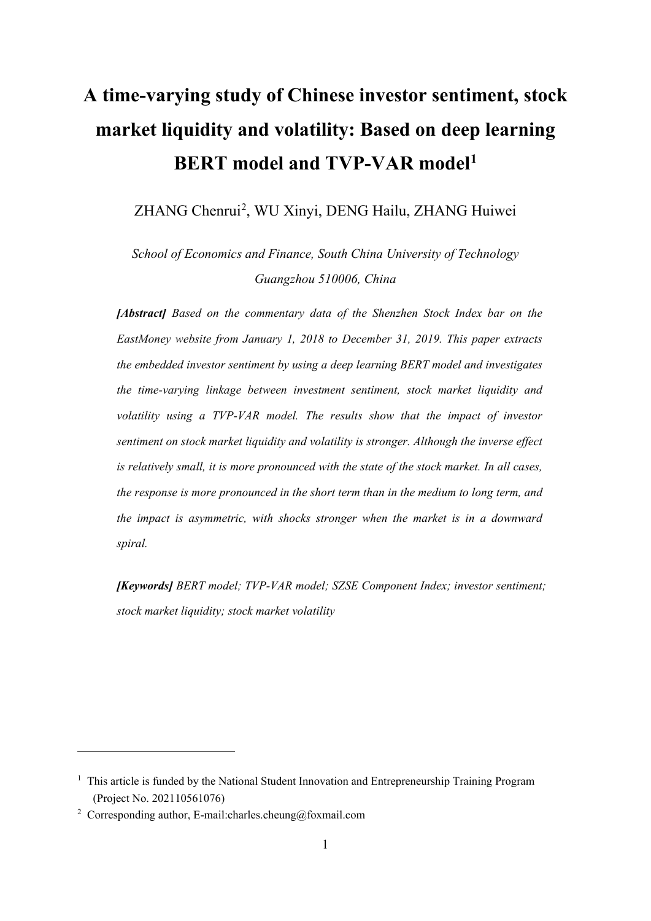# A time-varying study of Chinese investor sentiment, stock market liquidity and volatility: Based on deep learning BERT model and TVP-VAR model[1]

ZHANG Chenrui[2], WU Xinyi, DENG Hailu, ZHANG Huiwei

*School of Economics and Finance, South China University of Technology*
*Guangzhou 510006, China*

***[Abstract]*** *Based on the commentary data of the Shenzhen Stock Index bar on the EastMoney website from January 1, 2018 to December 31, 2019. This paper extracts the embedded investor sentiment by using a deep learning BERT model and investigates the time-varying linkage between investment sentiment, stock market liquidity and volatility using a TVP-VAR model. The results show that the impact of investor sentiment on stock market liquidity and volatility is stronger. Although the inverse effect is relatively small, it is more pronounced with the state of the stock market. In all cases, the response is more pronounced in the short term than in the medium to long term, and the impact is asymmetric, with shocks stronger when the market is in a downward spiral.*

***[Keywords]*** *BERT model; TVP-VAR model; SZSE Component Index; investor sentiment; stock market liquidity; stock market volatility*

---

[1] This article is funded by the National Student Innovation and Entrepreneurship Training Program (Project No. 202110561076)

[2] Corresponding author, E-mail:charles.cheung@foxmail.com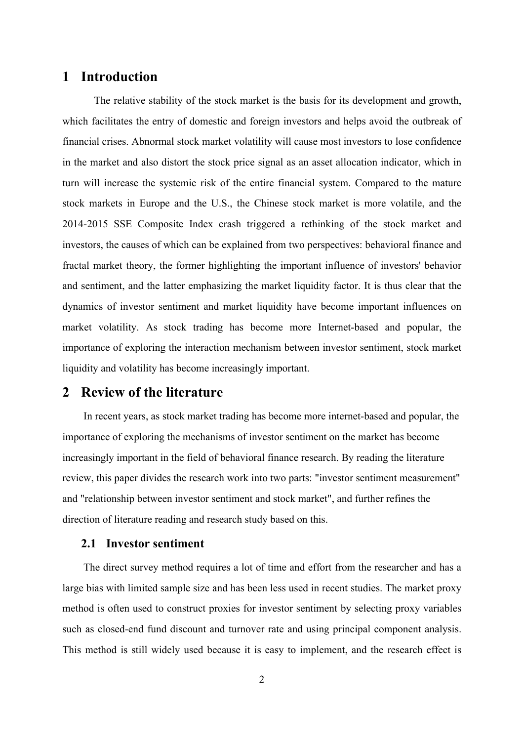# 1 Introduction

The relative stability of the stock market is the basis for its development and growth, which facilitates the entry of domestic and foreign investors and helps avoid the outbreak of financial crises. Abnormal stock market volatility will cause most investors to lose confidence in the market and also distort the stock price signal as an asset allocation indicator, which in turn will increase the systemic risk of the entire financial system. Compared to the mature stock markets in Europe and the U.S., the Chinese stock market is more volatile, and the 2014-2015 SSE Composite Index crash triggered a rethinking of the stock market and investors, the causes of which can be explained from two perspectives: behavioral finance and fractal market theory, the former highlighting the important influence of investors' behavior and sentiment, and the latter emphasizing the market liquidity factor. It is thus clear that the dynamics of investor sentiment and market liquidity have become important influences on market volatility. As stock trading has become more Internet-based and popular, the importance of exploring the interaction mechanism between investor sentiment, stock market liquidity and volatility has become increasingly important.

# 2 Review of the literature

In recent years, as stock market trading has become more internet-based and popular, the importance of exploring the mechanisms of investor sentiment on the market has become increasingly important in the field of behavioral finance research. By reading the literature review, this paper divides the research work into two parts: "investor sentiment measurement" and "relationship between investor sentiment and stock market", and further refines the direction of literature reading and research study based on this.

## 2.1 Investor sentiment

The direct survey method requires a lot of time and effort from the researcher and has a large bias with limited sample size and has been less used in recent studies. The market proxy method is often used to construct proxies for investor sentiment by selecting proxy variables such as closed-end fund discount and turnover rate and using principal component analysis. This method is still widely used because it is easy to implement, and the research effect is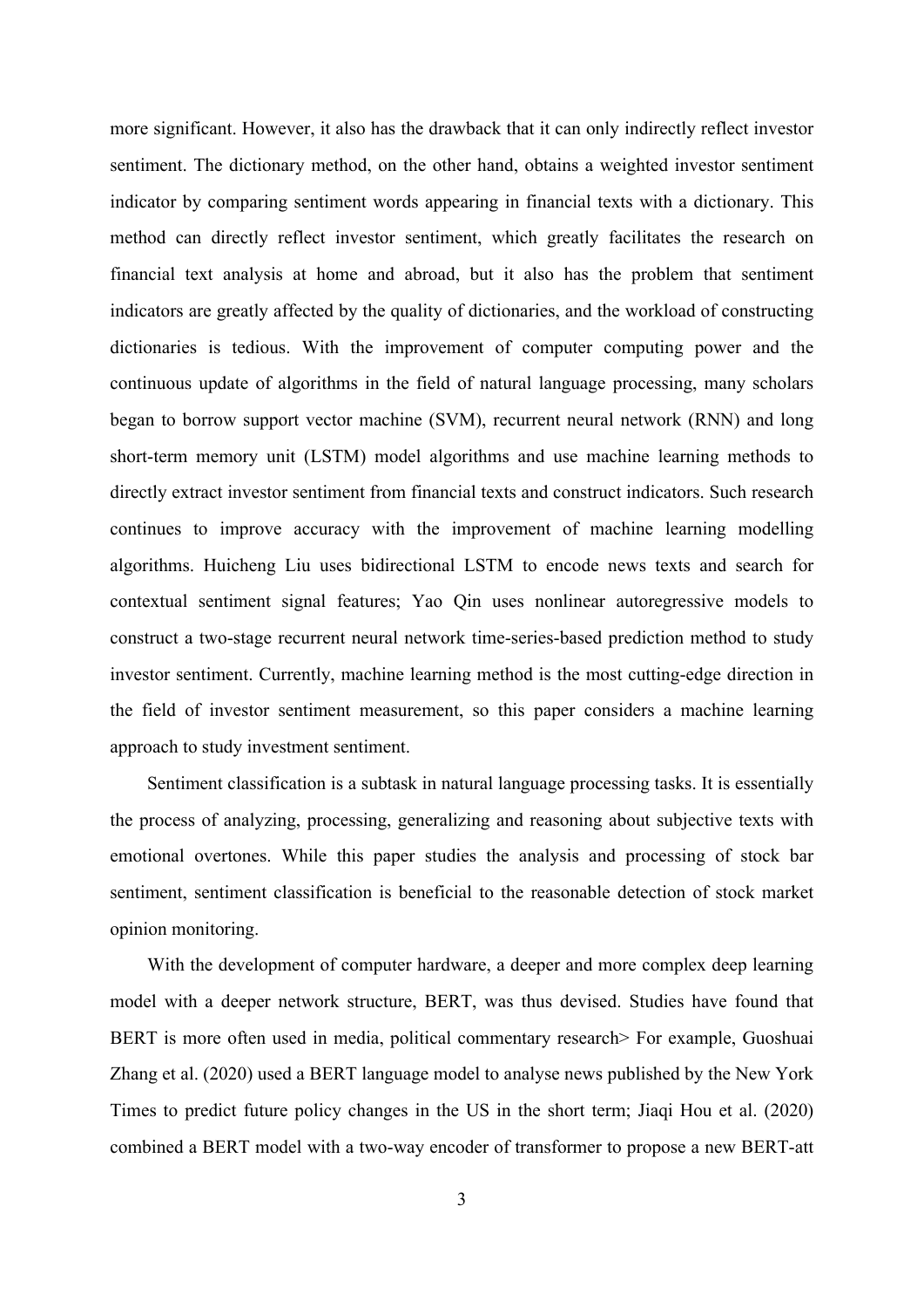more significant. However, it also has the drawback that it can only indirectly reflect investor sentiment. The dictionary method, on the other hand, obtains a weighted investor sentiment indicator by comparing sentiment words appearing in financial texts with a dictionary. This method can directly reflect investor sentiment, which greatly facilitates the research on financial text analysis at home and abroad, but it also has the problem that sentiment indicators are greatly affected by the quality of dictionaries, and the workload of constructing dictionaries is tedious. With the improvement of computer computing power and the continuous update of algorithms in the field of natural language processing, many scholars began to borrow support vector machine (SVM), recurrent neural network (RNN) and long short-term memory unit (LSTM) model algorithms and use machine learning methods to directly extract investor sentiment from financial texts and construct indicators. Such research continues to improve accuracy with the improvement of machine learning modelling algorithms. Huicheng Liu uses bidirectional LSTM to encode news texts and search for contextual sentiment signal features; Yao Qin uses nonlinear autoregressive models to construct a two-stage recurrent neural network time-series-based prediction method to study investor sentiment. Currently, machine learning method is the most cutting-edge direction in the field of investor sentiment measurement, so this paper considers a machine learning approach to study investment sentiment.

Sentiment classification is a subtask in natural language processing tasks. It is essentially the process of analyzing, processing, generalizing and reasoning about subjective texts with emotional overtones. While this paper studies the analysis and processing of stock bar sentiment, sentiment classification is beneficial to the reasonable detection of stock market opinion monitoring.

With the development of computer hardware, a deeper and more complex deep learning model with a deeper network structure, BERT, was thus devised. Studies have found that BERT is more often used in media, political commentary research> For example, Guoshuai Zhang et al. (2020) used a BERT language model to analyse news published by the New York Times to predict future policy changes in the US in the short term; Jiaqi Hou et al. (2020) combined a BERT model with a two-way encoder of transformer to propose a new BERT-att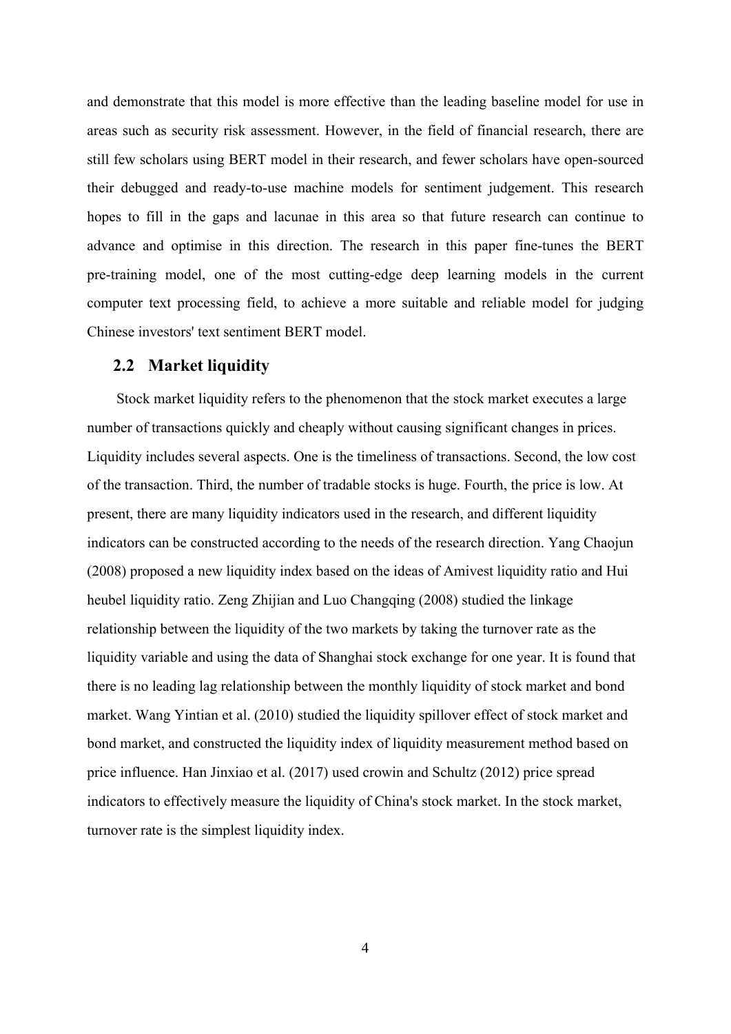and demonstrate that this model is more effective than the leading baseline model for use in areas such as security risk assessment. However, in the field of financial research, there are still few scholars using BERT model in their research, and fewer scholars have open-sourced their debugged and ready-to-use machine models for sentiment judgement. This research hopes to fill in the gaps and lacunae in this area so that future research can continue to advance and optimise in this direction. The research in this paper fine-tunes the BERT pre-training model, one of the most cutting-edge deep learning models in the current computer text processing field, to achieve a more suitable and reliable model for judging Chinese investors' text sentiment BERT model.

## 2.2 Market liquidity

Stock market liquidity refers to the phenomenon that the stock market executes a large number of transactions quickly and cheaply without causing significant changes in prices. Liquidity includes several aspects. One is the timeliness of transactions. Second, the low cost of the transaction. Third, the number of tradable stocks is huge. Fourth, the price is low. At present, there are many liquidity indicators used in the research, and different liquidity indicators can be constructed according to the needs of the research direction. Yang Chaojun (2008) proposed a new liquidity index based on the ideas of Amivest liquidity ratio and Hui heubel liquidity ratio. Zeng Zhijian and Luo Changqing (2008) studied the linkage relationship between the liquidity of the two markets by taking the turnover rate as the liquidity variable and using the data of Shanghai stock exchange for one year. It is found that there is no leading lag relationship between the monthly liquidity of stock market and bond market. Wang Yintian et al. (2010) studied the liquidity spillover effect of stock market and bond market, and constructed the liquidity index of liquidity measurement method based on price influence. Han Jinxiao et al. (2017) used crowin and Schultz (2012) price spread indicators to effectively measure the liquidity of China's stock market. In the stock market, turnover rate is the simplest liquidity index.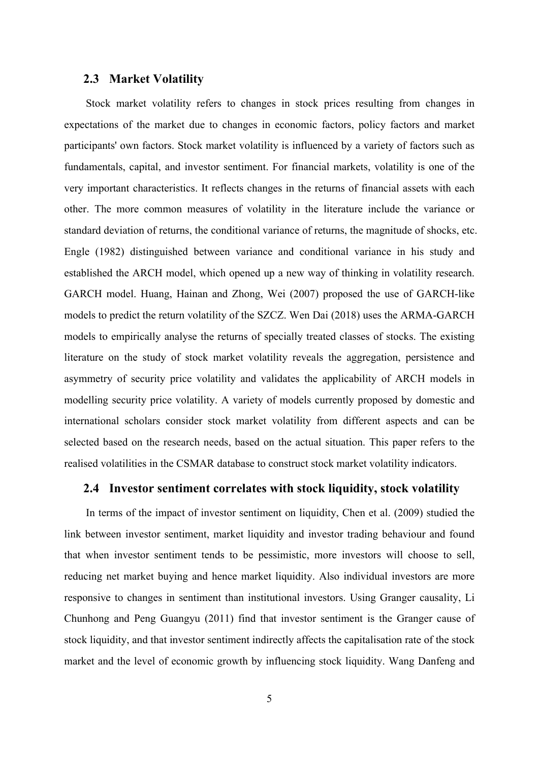## 2.3 Market Volatility

Stock market volatility refers to changes in stock prices resulting from changes in expectations of the market due to changes in economic factors, policy factors and market participants' own factors. Stock market volatility is influenced by a variety of factors such as fundamentals, capital, and investor sentiment. For financial markets, volatility is one of the very important characteristics. It reflects changes in the returns of financial assets with each other. The more common measures of volatility in the literature include the variance or standard deviation of returns, the conditional variance of returns, the magnitude of shocks, etc. Engle (1982) distinguished between variance and conditional variance in his study and established the ARCH model, which opened up a new way of thinking in volatility research. GARCH model. Huang, Hainan and Zhong, Wei (2007) proposed the use of GARCH-like models to predict the return volatility of the SZCZ. Wen Dai (2018) uses the ARMA-GARCH models to empirically analyse the returns of specially treated classes of stocks. The existing literature on the study of stock market volatility reveals the aggregation, persistence and asymmetry of security price volatility and validates the applicability of ARCH models in modelling security price volatility. A variety of models currently proposed by domestic and international scholars consider stock market volatility from different aspects and can be selected based on the research needs, based on the actual situation. This paper refers to the realised volatilities in the CSMAR database to construct stock market volatility indicators.

## 2.4 Investor sentiment correlates with stock liquidity, stock volatility

In terms of the impact of investor sentiment on liquidity, Chen et al. (2009) studied the link between investor sentiment, market liquidity and investor trading behaviour and found that when investor sentiment tends to be pessimistic, more investors will choose to sell, reducing net market buying and hence market liquidity. Also individual investors are more responsive to changes in sentiment than institutional investors. Using Granger causality, Li Chunhong and Peng Guangyu (2011) find that investor sentiment is the Granger cause of stock liquidity, and that investor sentiment indirectly affects the capitalisation rate of the stock market and the level of economic growth by influencing stock liquidity. Wang Danfeng and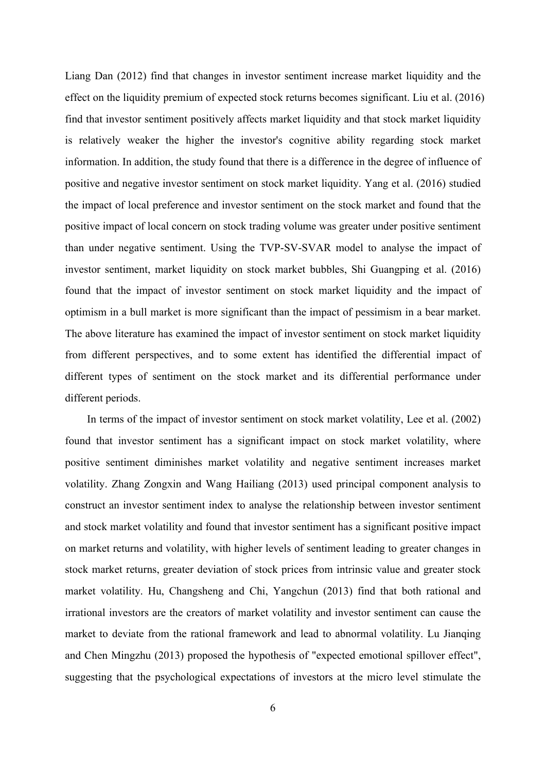Liang Dan (2012) find that changes in investor sentiment increase market liquidity and the effect on the liquidity premium of expected stock returns becomes significant. Liu et al. (2016) find that investor sentiment positively affects market liquidity and that stock market liquidity is relatively weaker the higher the investor's cognitive ability regarding stock market information. In addition, the study found that there is a difference in the degree of influence of positive and negative investor sentiment on stock market liquidity. Yang et al. (2016) studied the impact of local preference and investor sentiment on the stock market and found that the positive impact of local concern on stock trading volume was greater under positive sentiment than under negative sentiment. Using the TVP-SV-SVAR model to analyse the impact of investor sentiment, market liquidity on stock market bubbles, Shi Guangping et al. (2016) found that the impact of investor sentiment on stock market liquidity and the impact of optimism in a bull market is more significant than the impact of pessimism in a bear market. The above literature has examined the impact of investor sentiment on stock market liquidity from different perspectives, and to some extent has identified the differential impact of different types of sentiment on the stock market and its differential performance under different periods.

In terms of the impact of investor sentiment on stock market volatility, Lee et al. (2002) found that investor sentiment has a significant impact on stock market volatility, where positive sentiment diminishes market volatility and negative sentiment increases market volatility. Zhang Zongxin and Wang Hailiang (2013) used principal component analysis to construct an investor sentiment index to analyse the relationship between investor sentiment and stock market volatility and found that investor sentiment has a significant positive impact on market returns and volatility, with higher levels of sentiment leading to greater changes in stock market returns, greater deviation of stock prices from intrinsic value and greater stock market volatility. Hu, Changsheng and Chi, Yangchun (2013) find that both rational and irrational investors are the creators of market volatility and investor sentiment can cause the market to deviate from the rational framework and lead to abnormal volatility. Lu Jianqing and Chen Mingzhu (2013) proposed the hypothesis of "expected emotional spillover effect", suggesting that the psychological expectations of investors at the micro level stimulate the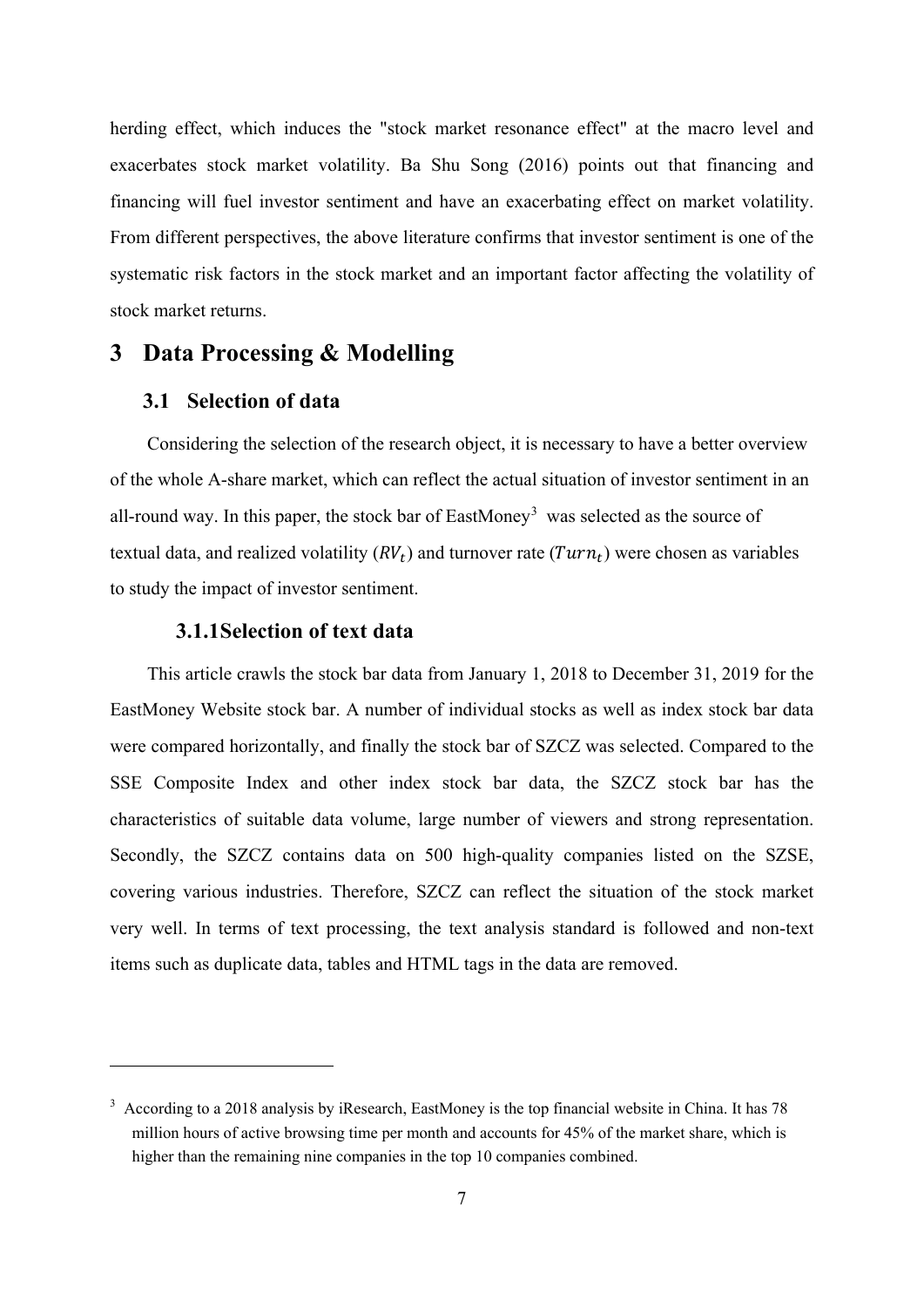herding effect, which induces the "stock market resonance effect" at the macro level and exacerbates stock market volatility. Ba Shu Song (2016) points out that financing and financing will fuel investor sentiment and have an exacerbating effect on market volatility. From different perspectives, the above literature confirms that investor sentiment is one of the systematic risk factors in the stock market and an important factor affecting the volatility of stock market returns.

# 3 Data Processing & Modelling

## 3.1 Selection of data

Considering the selection of the research object, it is necessary to have a better overview of the whole A-share market, which can reflect the actual situation of investor sentiment in an all-round way. In this paper, the stock bar of EastMoney[3] was selected as the source of textual data, and realized volatility ($RV_t$) and turnover rate ($Turn_t$) were chosen as variables to study the impact of investor sentiment.

### 3.1.1 Selection of text data

This article crawls the stock bar data from January 1, 2018 to December 31, 2019 for the EastMoney Website stock bar. A number of individual stocks as well as index stock bar data were compared horizontally, and finally the stock bar of SZCZ was selected. Compared to the SSE Composite Index and other index stock bar data, the SZCZ stock bar has the characteristics of suitable data volume, large number of viewers and strong representation. Secondly, the SZCZ contains data on 500 high-quality companies listed on the SZSE, covering various industries. Therefore, SZCZ can reflect the situation of the stock market very well. In terms of text processing, the text analysis standard is followed and non-text items such as duplicate data, tables and HTML tags in the data are removed.

---

[3] According to a 2018 analysis by iResearch, EastMoney is the top financial website in China. It has 78 million hours of active browsing time per month and accounts for 45% of the market share, which is higher than the remaining nine companies in the top 10 companies combined.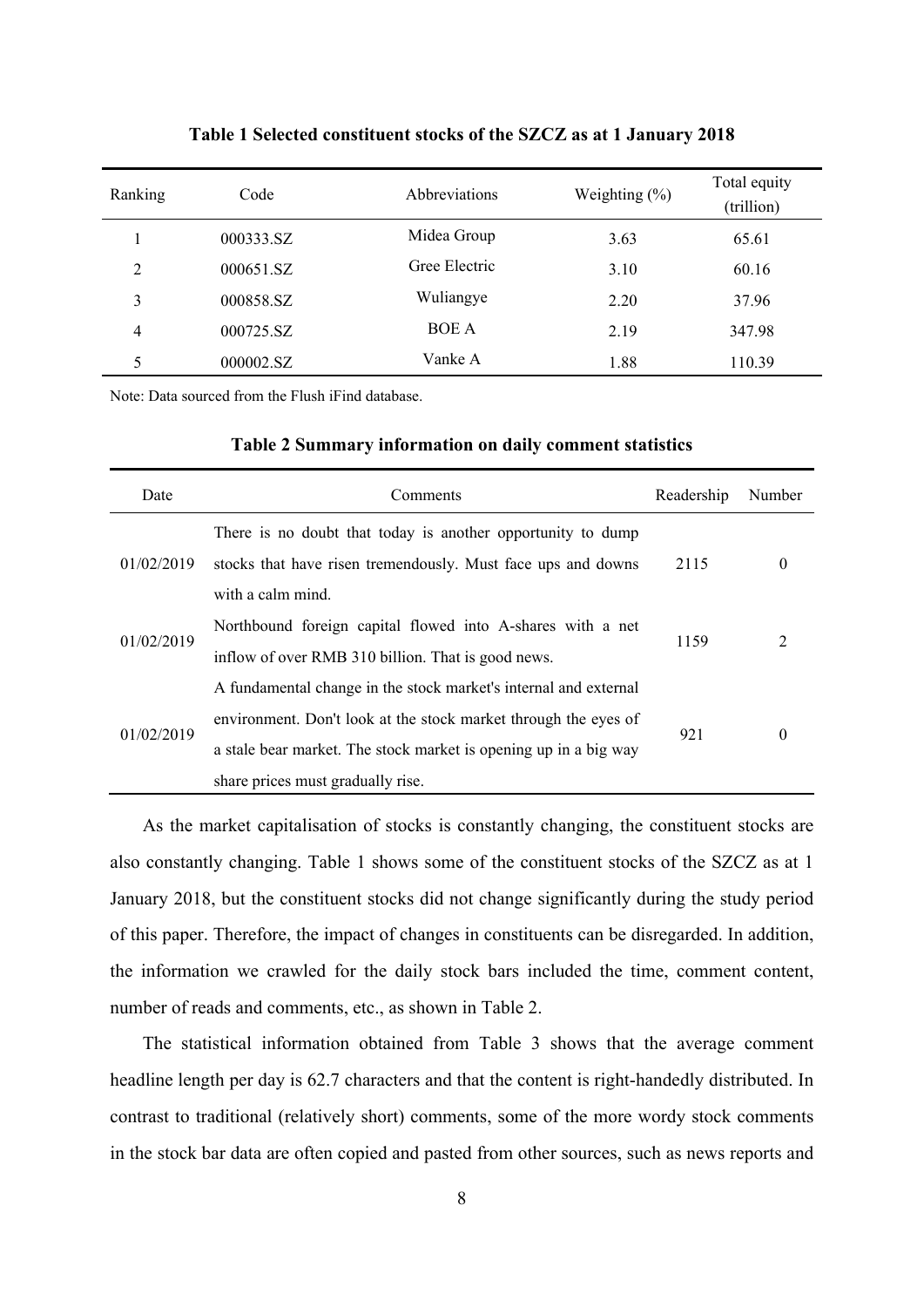**Table 1 Selected constituent stocks of the SZCZ as at 1 January 2018**

| Ranking | Code | Abbreviations | Weighting (%) | Total equity (trillion) |
|---|---|---|---|---|
| 1 | 000333.SZ | Midea Group | 3.63 | 65.61 |
| 2 | 000651.SZ | Gree Electric | 3.10 | 60.16 |
| 3 | 000858.SZ | Wuliangye | 2.20 | 37.96 |
| 4 | 000725.SZ | BOE A | 2.19 | 347.98 |
| 5 | 000002.SZ | Vanke A | 1.88 | 110.39 |

Note: Data sourced from the Flush iFind database.

**Table 2 Summary information on daily comment statistics**

| Date | Comments | Readership | Number |
|---|---|---|---|
| 01/02/2019 | There is no doubt that today is another opportunity to dump stocks that have risen tremendously. Must face ups and downs with a calm mind. | 2115 | 0 |
| 01/02/2019 | Northbound foreign capital flowed into A-shares with a net inflow of over RMB 310 billion. That is good news. | 1159 | 2 |
| 01/02/2019 | A fundamental change in the stock market's internal and external environment. Don't look at the stock market through the eyes of a stale bear market. The stock market is opening up in a big way share prices must gradually rise. | 921 | 0 |

As the market capitalisation of stocks is constantly changing, the constituent stocks are also constantly changing. Table 1 shows some of the constituent stocks of the SZCZ as at 1 January 2018, but the constituent stocks did not change significantly during the study period of this paper. Therefore, the impact of changes in constituents can be disregarded. In addition, the information we crawled for the daily stock bars included the time, comment content, number of reads and comments, etc., as shown in Table 2.

The statistical information obtained from Table 3 shows that the average comment headline length per day is 62.7 characters and that the content is right-handedly distributed. In contrast to traditional (relatively short) comments, some of the more wordy stock comments in the stock bar data are often copied and pasted from other sources, such as news reports and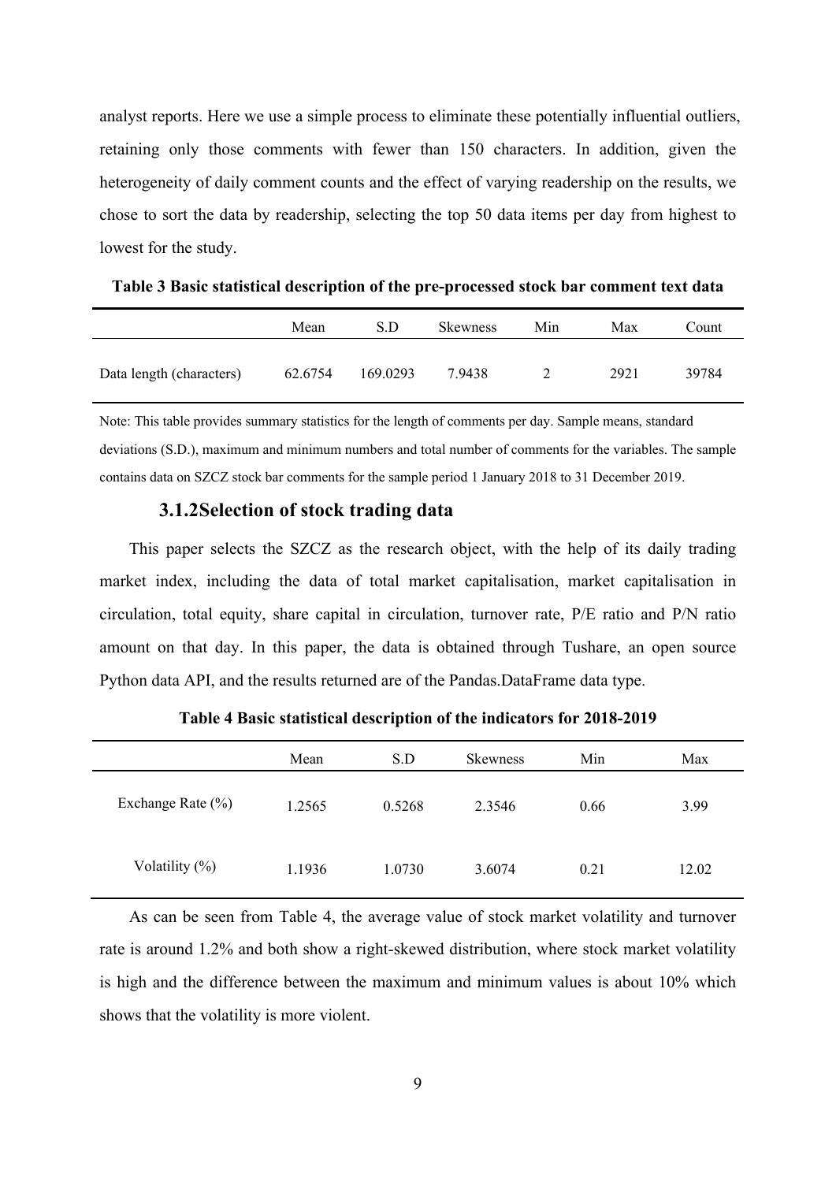analyst reports. Here we use a simple process to eliminate these potentially influential outliers, retaining only those comments with fewer than 150 characters. In addition, given the heterogeneity of daily comment counts and the effect of varying readership on the results, we chose to sort the data by readership, selecting the top 50 data items per day from highest to lowest for the study.

**Table 3 Basic statistical description of the pre-processed stock bar comment text data**

| | Mean | S.D | Skewness | Min | Max | Count |
|---|---|---|---|---|---|---|
| Data length (characters) | 62.6754 | 169.0293 | 7.9438 | 2 | 2921 | 39784 |

Note: This table provides summary statistics for the length of comments per day. Sample means, standard deviations (S.D.), maximum and minimum numbers and total number of comments for the variables. The sample contains data on SZCZ stock bar comments for the sample period 1 January 2018 to 31 December 2019.

### 3.1.2Selection of stock trading data

This paper selects the SZCZ as the research object, with the help of its daily trading market index, including the data of total market capitalisation, market capitalisation in circulation, total equity, share capital in circulation, turnover rate, P/E ratio and P/N ratio amount on that day. In this paper, the data is obtained through Tushare, an open source Python data API, and the results returned are of the Pandas.DataFrame data type.

**Table 4 Basic statistical description of the indicators for 2018-2019**

| | Mean | S.D | Skewness | Min | Max |
|---|---|---|---|---|---|
| Exchange Rate (%) | 1.2565 | 0.5268 | 2.3546 | 0.66 | 3.99 |
| Volatility (%) | 1.1936 | 1.0730 | 3.6074 | 0.21 | 12.02 |

As can be seen from Table 4, the average value of stock market volatility and turnover rate is around 1.2% and both show a right-skewed distribution, where stock market volatility is high and the difference between the maximum and minimum values is about 10% which shows that the volatility is more violent.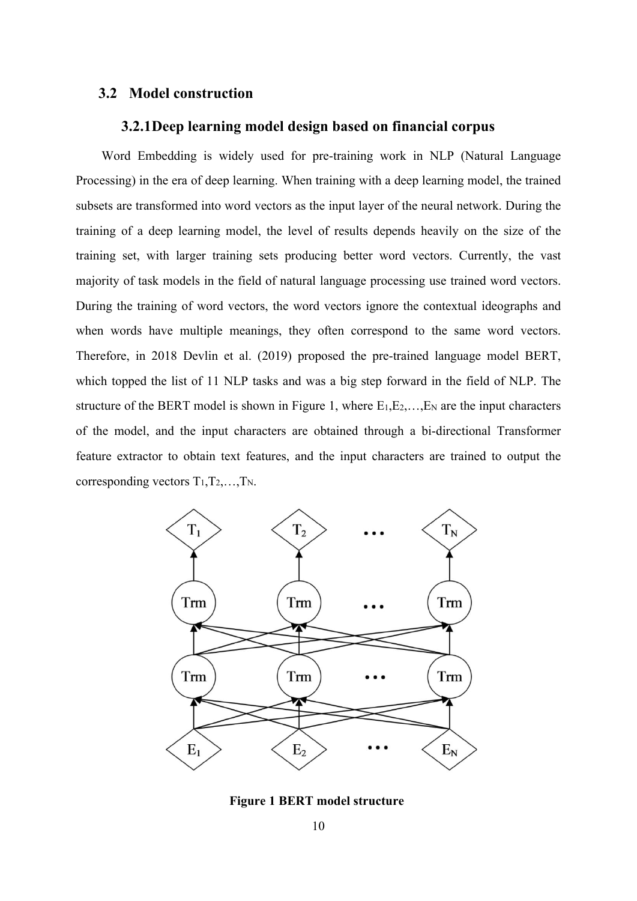## 3.2 Model construction

### 3.2.1 Deep learning model design based on financial corpus

Word Embedding is widely used for pre-training work in NLP (Natural Language Processing) in the era of deep learning. When training with a deep learning model, the trained subsets are transformed into word vectors as the input layer of the neural network. During the training of a deep learning model, the level of results depends heavily on the size of the training set, with larger training sets producing better word vectors. Currently, the vast majority of task models in the field of natural language processing use trained word vectors. During the training of word vectors, the word vectors ignore the contextual ideographs and when words have multiple meanings, they often correspond to the same word vectors. Therefore, in 2018 Devlin et al. (2019) proposed the pre-trained language model BERT, which topped the list of 11 NLP tasks and was a big step forward in the field of NLP. The structure of the BERT model is shown in Figure 1, where $E_1, E_2, \ldots, E_N$ are the input characters of the model, and the input characters are obtained through a bi-directional Transformer feature extractor to obtain text features, and the input characters are trained to output the corresponding vectors $T_1, T_2, \ldots, T_N$.

**Figure 1 BERT model structure**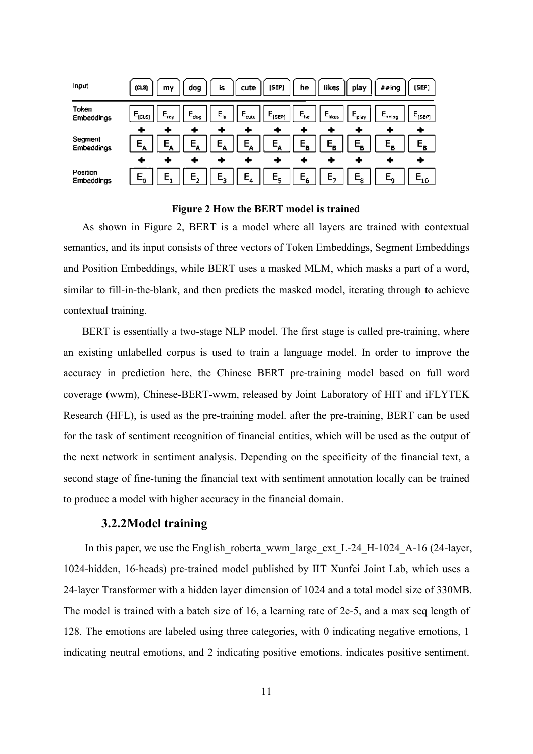| Input | [CLS] | my | dog | is | cute | [SEP] | he | likes | play | ##ing | [SEP] |
|---|---|---|---|---|---|---|---|---|---|---|---|
| Token Embeddings | $E_{[CLS]}$ | $E_{my}$ | $E_{dog}$ | $E_{is}$ | $E_{cute}$ | $E_{[SEP]}$ | $E_{he}$ | $E_{likes}$ | $E_{play}$ | $E_{\#\#ing}$ | $E_{[SEP]}$ |
| | + | + | + | + | + | + | + | + | + | + | + |
| Segment Embeddings | $E_A$ | $E_A$ | $E_A$ | $E_A$ | $E_A$ | $E_A$ | $E_B$ | $E_B$ | $E_B$ | $E_B$ | $E_B$ |
| | + | + | + | + | + | + | + | + | + | + | + |
| Position Embeddings | $E_0$ | $E_1$ | $E_2$ | $E_3$ | $E_4$ | $E_5$ | $E_6$ | $E_7$ | $E_8$ | $E_9$ | $E_{10}$ |

**Figure 2 How the BERT model is trained**

As shown in Figure 2, BERT is a model where all layers are trained with contextual semantics, and its input consists of three vectors of Token Embeddings, Segment Embeddings and Position Embeddings, while BERT uses a masked MLM, which masks a part of a word, similar to fill-in-the-blank, and then predicts the masked model, iterating through to achieve contextual training.

BERT is essentially a two-stage NLP model. The first stage is called pre-training, where an existing unlabelled corpus is used to train a language model. In order to improve the accuracy in prediction here, the Chinese BERT pre-training model based on full word coverage (wwm), Chinese-BERT-wwm, released by Joint Laboratory of HIT and iFLYTEK Research (HFL), is used as the pre-training model. after the pre-training, BERT can be used for the task of sentiment recognition of financial entities, which will be used as the output of the next network in sentiment analysis. Depending on the specificity of the financial text, a second stage of fine-tuning the financial text with sentiment annotation locally can be trained to produce a model with higher accuracy in the financial domain.

### 3.2.2Model training

In this paper, we use the English_roberta_wwm_large_ext_L-24_H-1024_A-16 (24-layer, 1024-hidden, 16-heads) pre-trained model published by IIT Xunfei Joint Lab, which uses a 24-layer Transformer with a hidden layer dimension of 1024 and a total model size of 330MB. The model is trained with a batch size of 16, a learning rate of 2e-5, and a max seq length of 128. The emotions are labeled using three categories, with 0 indicating negative emotions, 1 indicating neutral emotions, and 2 indicating positive emotions. indicates positive sentiment.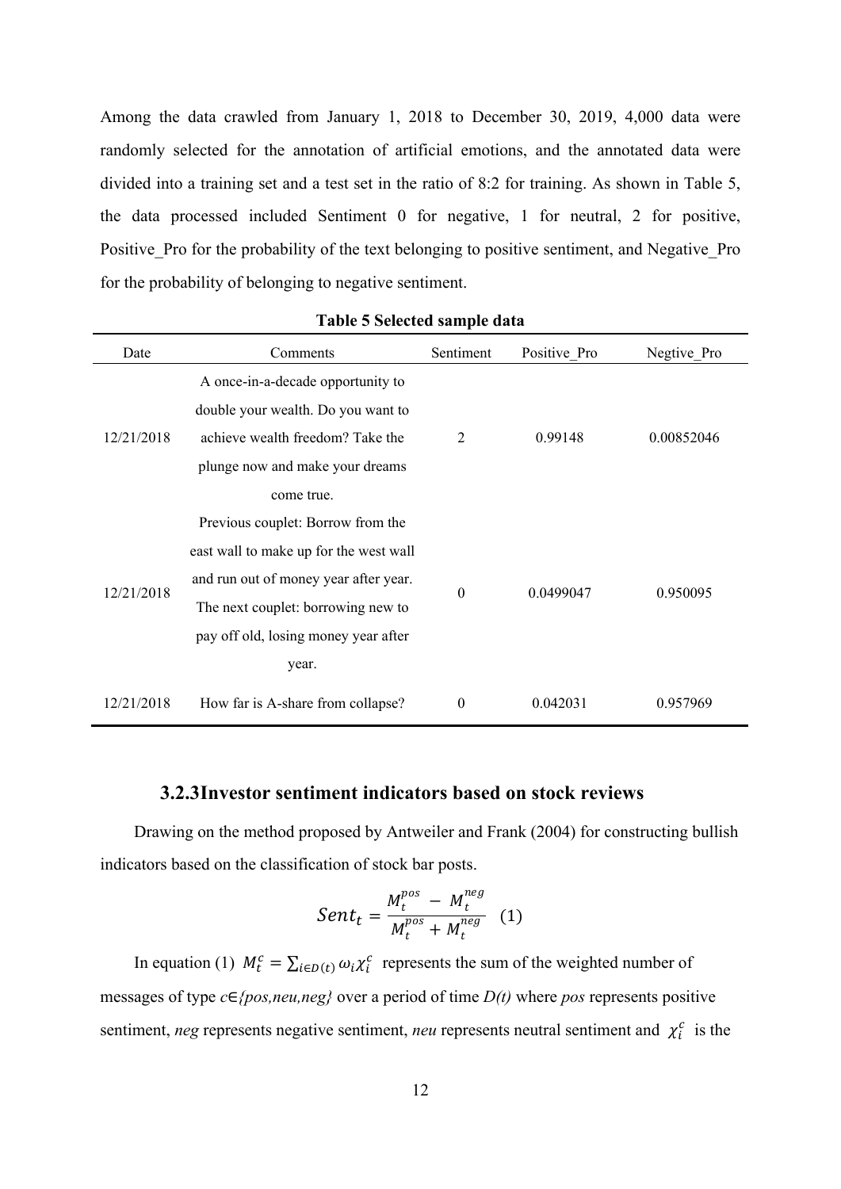Among the data crawled from January 1, 2018 to December 30, 2019, 4,000 data were randomly selected for the annotation of artificial emotions, and the annotated data were divided into a training set and a test set in the ratio of 8:2 for training. As shown in Table 5, the data processed included Sentiment 0 for negative, 1 for neutral, 2 for positive, Positive_Pro for the probability of the text belonging to positive sentiment, and Negative_Pro for the probability of belonging to negative sentiment.

**Table 5 Selected sample data**

| Date | Comments | Sentiment | Positive_Pro | Negtive_Pro |
|---|---|---|---|---|
| 12/21/2018 | A once-in-a-decade opportunity to double your wealth. Do you want to achieve wealth freedom? Take the plunge now and make your dreams come true. | 2 | 0.99148 | 0.00852046 |
| 12/21/2018 | Previous couplet: Borrow from the east wall to make up for the west wall and run out of money year after year. The next couplet: borrowing new to pay off old, losing money year after year. | 0 | 0.0499047 | 0.950095 |
| 12/21/2018 | How far is A-share from collapse? | 0 | 0.042031 | 0.957969 |

### 3.2.3Investor sentiment indicators based on stock reviews

Drawing on the method proposed by Antweiler and Frank (2004) for constructing bullish indicators based on the classification of stock bar posts.

$$Sent_t = \frac{M_t^{pos} - M_t^{neg}}{M_t^{pos} + M_t^{neg}} \quad (1)$$

In equation (1) $M_t^c = \sum_{i \in D(t)} \omega_i \chi_i^c$ represents the sum of the weighted number of messages of type $c \in \{pos, neu, neg\}$ over a period of time $D(t)$ where *pos* represents positive sentiment, *neg* represents negative sentiment, *neu* represents neutral sentiment and $\chi_i^c$ is the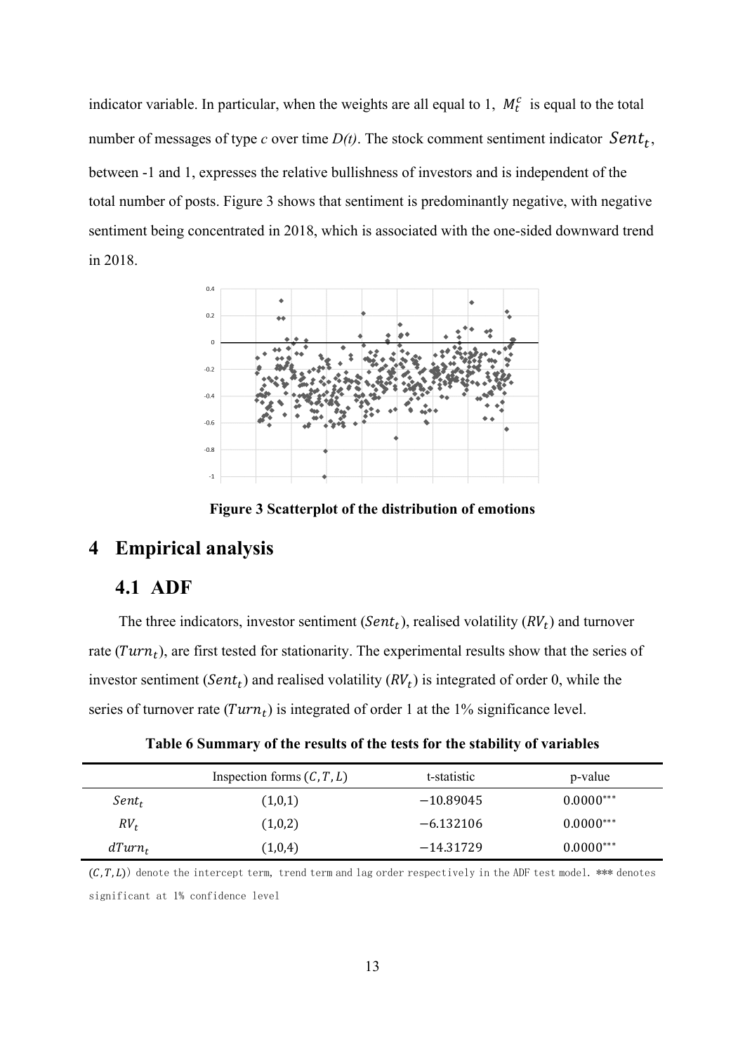indicator variable. In particular, when the weights are all equal to 1, $M_t^c$ is equal to the total number of messages of type *c* over time *D(t)*. The stock comment sentiment indicator $Sent_t$, between -1 and 1, expresses the relative bullishness of investors and is independent of the total number of posts. Figure 3 shows that sentiment is predominantly negative, with negative sentiment being concentrated in 2018, which is associated with the one-sided downward trend in 2018.

**Figure 3 Scatterplot of the distribution of emotions**

# 4 Empirical analysis

## 4.1 ADF

The three indicators, investor sentiment ($Sent_t$), realised volatility ($RV_t$) and turnover rate ($Turn_t$), are first tested for stationarity. The experimental results show that the series of investor sentiment ($Sent_t$) and realised volatility ($RV_t$) is integrated of order 0, while the series of turnover rate ($Turn_t$) is integrated of order 1 at the 1% significance level.

**Table 6 Summary of the results of the tests for the stability of variables**

| | Inspection forms $(C, T, L)$ | t-statistic | p-value |
|---|---|---|---|
| $Sent_t$ | (1,0,1) | −10.89045 | 0.0000*** |
| $RV_t$ | (1,0,2) | −6.132106 | 0.0000*** |
| $dTurn_t$ | (1,0,4) | −14.31729 | 0.0000*** |

$(C, T, L)$) denote the intercept term, trend term and lag order respectively in the ADF test model. *** denotes significant at 1% confidence level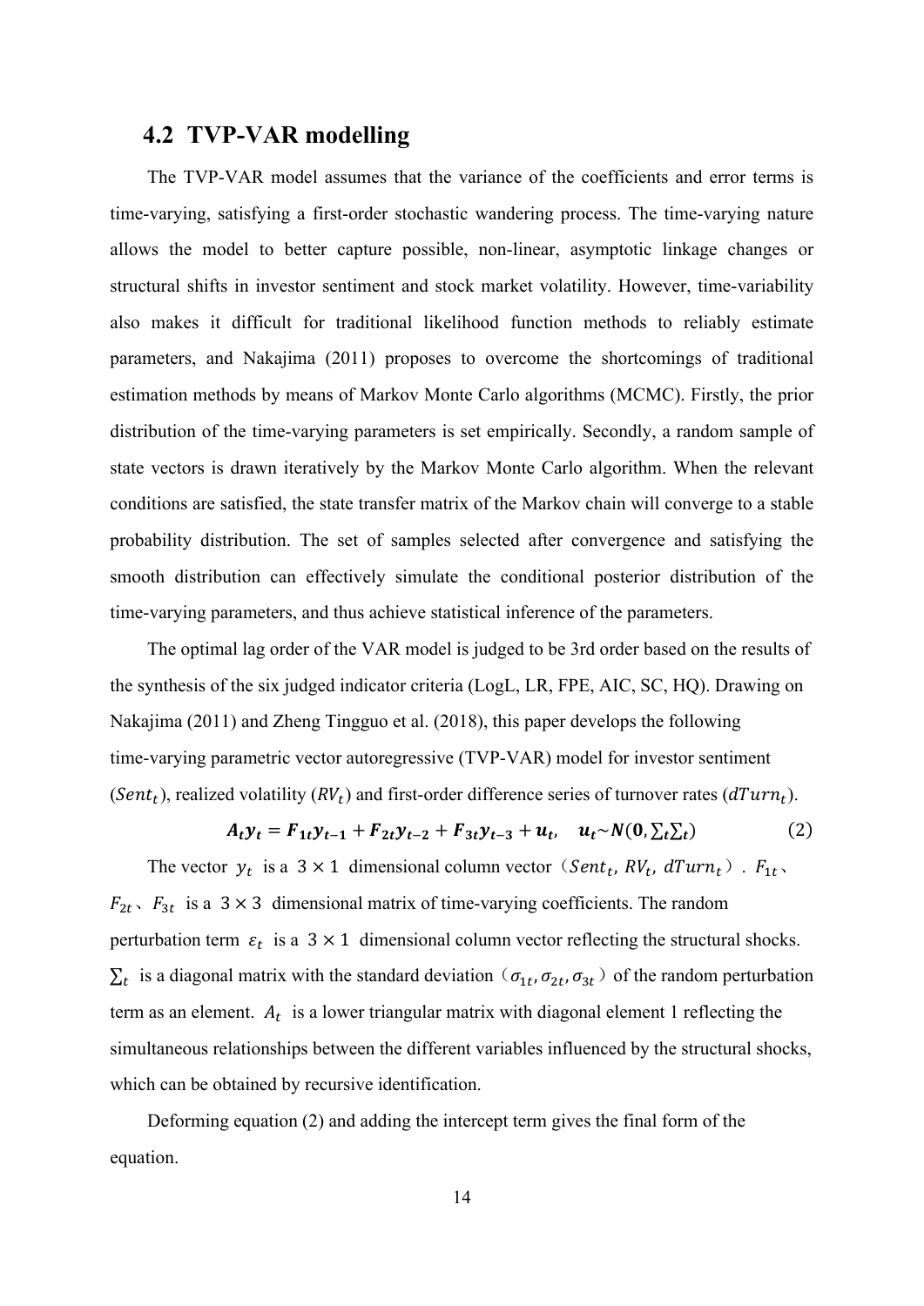## 4.2 TVP-VAR modelling

The TVP-VAR model assumes that the variance of the coefficients and error terms is time-varying, satisfying a first-order stochastic wandering process. The time-varying nature allows the model to better capture possible, non-linear, asymptotic linkage changes or structural shifts in investor sentiment and stock market volatility. However, time-variability also makes it difficult for traditional likelihood function methods to reliably estimate parameters, and Nakajima (2011) proposes to overcome the shortcomings of traditional estimation methods by means of Markov Monte Carlo algorithms (MCMC). Firstly, the prior distribution of the time-varying parameters is set empirically. Secondly, a random sample of state vectors is drawn iteratively by the Markov Monte Carlo algorithm. When the relevant conditions are satisfied, the state transfer matrix of the Markov chain will converge to a stable probability distribution. The set of samples selected after convergence and satisfying the smooth distribution can effectively simulate the conditional posterior distribution of the time-varying parameters, and thus achieve statistical inference of the parameters.

The optimal lag order of the VAR model is judged to be 3rd order based on the results of the synthesis of the six judged indicator criteria (LogL, LR, FPE, AIC, SC, HQ). Drawing on Nakajima (2011) and Zheng Tingguo et al. (2018), this paper develops the following time-varying parametric vector autoregressive (TVP-VAR) model for investor sentiment ($Sent_t$), realized volatility ($RV_t$) and first-order difference series of turnover rates ($dTurn_t$).

$$\boldsymbol{A_t y_t = F_{1t} y_{t-1} + F_{2t} y_{t-2} + F_{3t} y_{t-3} + u_t}, \quad \boldsymbol{u_t \sim N(0, \textstyle\sum_t \sum_t)} \tag{2}$$

The vector $y_t$ is a $3 \times 1$ dimensional column vector（$Sent_t$, $RV_t$, $dTurn_t$）. $F_{1t}$、$F_{2t}$、$F_{3t}$ is a $3 \times 3$ dimensional matrix of time-varying coefficients. The random perturbation term $\varepsilon_t$ is a $3 \times 1$ dimensional column vector reflecting the structural shocks. $\sum_t$ is a diagonal matrix with the standard deviation（$\sigma_{1t}, \sigma_{2t}, \sigma_{3t}$）of the random perturbation term as an element. $A_t$ is a lower triangular matrix with diagonal element 1 reflecting the simultaneous relationships between the different variables influenced by the structural shocks, which can be obtained by recursive identification.

Deforming equation (2) and adding the intercept term gives the final form of the equation.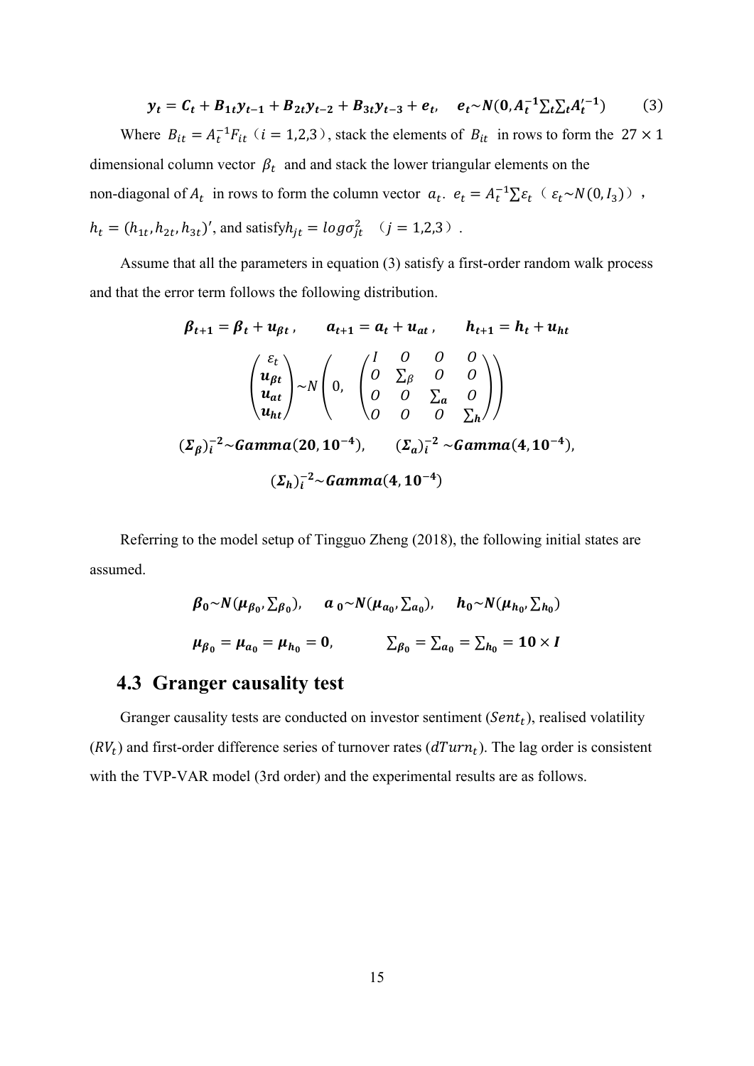$$\boldsymbol{y_t = C_t + B_{1t}y_{t-1} + B_{2t}y_{t-2} + B_{3t}y_{t-3} + e_t}, \quad \boldsymbol{e_t \sim N(0, A_t^{-1}\textstyle\sum_t \sum_t A_t'^{-1})} \tag{3}$$

Where $B_{it} = A_t^{-1}F_{it}$（$i = 1,2,3$）, stack the elements of $B_{it}$ in rows to form the $27 \times 1$ dimensional column vector $\beta_t$ and and stack the lower triangular elements on the non-diagonal of $A_t$ in rows to form the column vector $a_t$. $e_t = A_t^{-1}\sum \varepsilon_t$（$\varepsilon_t \sim N(0, I_3)$）, $h_t = (h_{1t}, h_{2t}, h_{3t})'$, and satisfy$h_{jt} = log\sigma_{jt}^2$ （$j = 1,2,3$）.

Assume that all the parameters in equation (3) satisfy a first-order random walk process and that the error term follows the following distribution.

$$\boldsymbol{\beta_{t+1} = \beta_t + u_{\beta t}}, \qquad \boldsymbol{a_{t+1} = a_t + u_{at}}, \qquad \boldsymbol{h_{t+1} = h_t + u_{ht}}$$

$$\begin{pmatrix} \varepsilon_t \\ \boldsymbol{u_{\beta t}} \\ \boldsymbol{u_{at}} \\ \boldsymbol{u_{ht}} \end{pmatrix} \sim N\left(0, \begin{pmatrix} I & O & O & O \\ O & \sum_\beta & O & O \\ O & O & \sum_a & O \\ O & O & O & \sum_h \end{pmatrix}\right)$$

$$\boldsymbol{(\Sigma_\beta)_i^{-2} \sim Gamma(20, 10^{-4})}, \qquad \boldsymbol{(\Sigma_a)_i^{-2} \sim Gamma(4, 10^{-4})},$$

$$\boldsymbol{(\Sigma_h)_i^{-2} \sim Gamma(4, 10^{-4})}$$

Referring to the model setup of Tingguo Zheng (2018), the following initial states are assumed.

$$\boldsymbol{\beta_0 \sim N(\mu_{\beta_0}, \textstyle\sum_{\beta_0})}, \quad \boldsymbol{a_0 \sim N(\mu_{a_0}, \textstyle\sum_{a_0})}, \quad \boldsymbol{h_0 \sim N(\mu_{h_0}, \textstyle\sum_{h_0})}$$

$$\boldsymbol{\mu_{\beta_0} = \mu_{a_0} = \mu_{h_0} = 0}, \qquad \boldsymbol{\textstyle\sum_{\beta_0} = \sum_{a_0} = \sum_{h_0} = 10 \times I}$$

## 4.3 Granger causality test

Granger causality tests are conducted on investor sentiment ($Sent_t$), realised volatility ($RV_t$) and first-order difference series of turnover rates ($dTurn_t$). The lag order is consistent with the TVP-VAR model (3rd order) and the experimental results are as follows.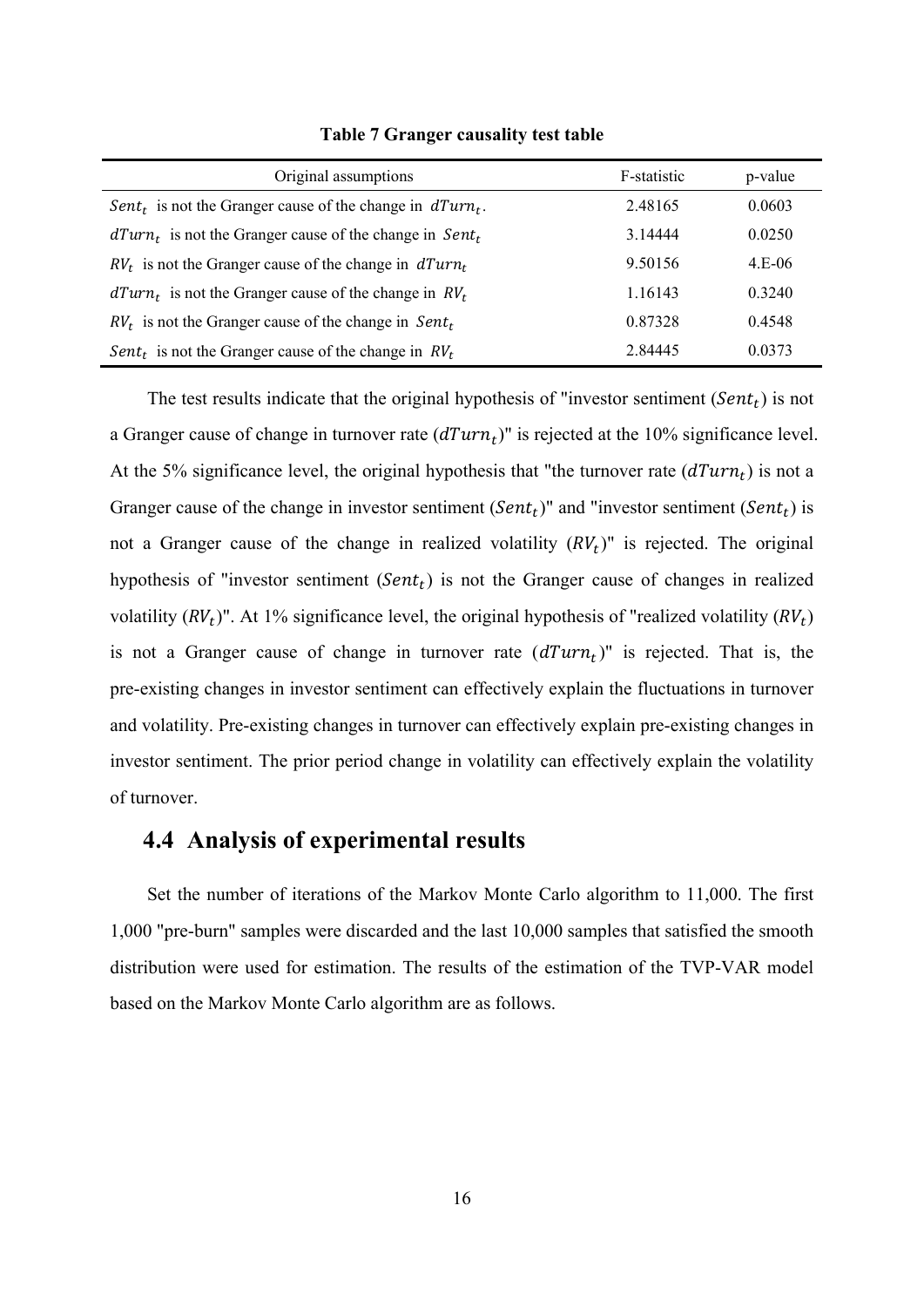**Table 7 Granger causality test table**

| Original assumptions | F-statistic | p-value |
|---|---|---|
| $Sent_t$ is not the Granger cause of the change in $dTurn_t$. | 2.48165 | 0.0603 |
| $dTurn_t$ is not the Granger cause of the change in $Sent_t$ | 3.14444 | 0.0250 |
| $RV_t$ is not the Granger cause of the change in $dTurn_t$ | 9.50156 | 4.E-06 |
| $dTurn_t$ is not the Granger cause of the change in $RV_t$ | 1.16143 | 0.3240 |
| $RV_t$ is not the Granger cause of the change in $Sent_t$ | 0.87328 | 0.4548 |
| $Sent_t$ is not the Granger cause of the change in $RV_t$ | 2.84445 | 0.0373 |

The test results indicate that the original hypothesis of "investor sentiment ($Sent_t$) is not a Granger cause of change in turnover rate ($dTurn_t$)" is rejected at the 10% significance level. At the 5% significance level, the original hypothesis that "the turnover rate ($dTurn_t$) is not a Granger cause of the change in investor sentiment ($Sent_t$)" and "investor sentiment ($Sent_t$) is not a Granger cause of the change in realized volatility ($RV_t$)" is rejected. The original hypothesis of "investor sentiment ($Sent_t$) is not the Granger cause of changes in realized volatility ($RV_t$)". At 1% significance level, the original hypothesis of "realized volatility ($RV_t$) is not a Granger cause of change in turnover rate ($dTurn_t$)" is rejected. That is, the pre-existing changes in investor sentiment can effectively explain the fluctuations in turnover and volatility. Pre-existing changes in turnover can effectively explain pre-existing changes in investor sentiment. The prior period change in volatility can effectively explain the volatility of turnover.

## 4.4 Analysis of experimental results

Set the number of iterations of the Markov Monte Carlo algorithm to 11,000. The first 1,000 "pre-burn" samples were discarded and the last 10,000 samples that satisfied the smooth distribution were used for estimation. The results of the estimation of the TVP-VAR model based on the Markov Monte Carlo algorithm are as follows.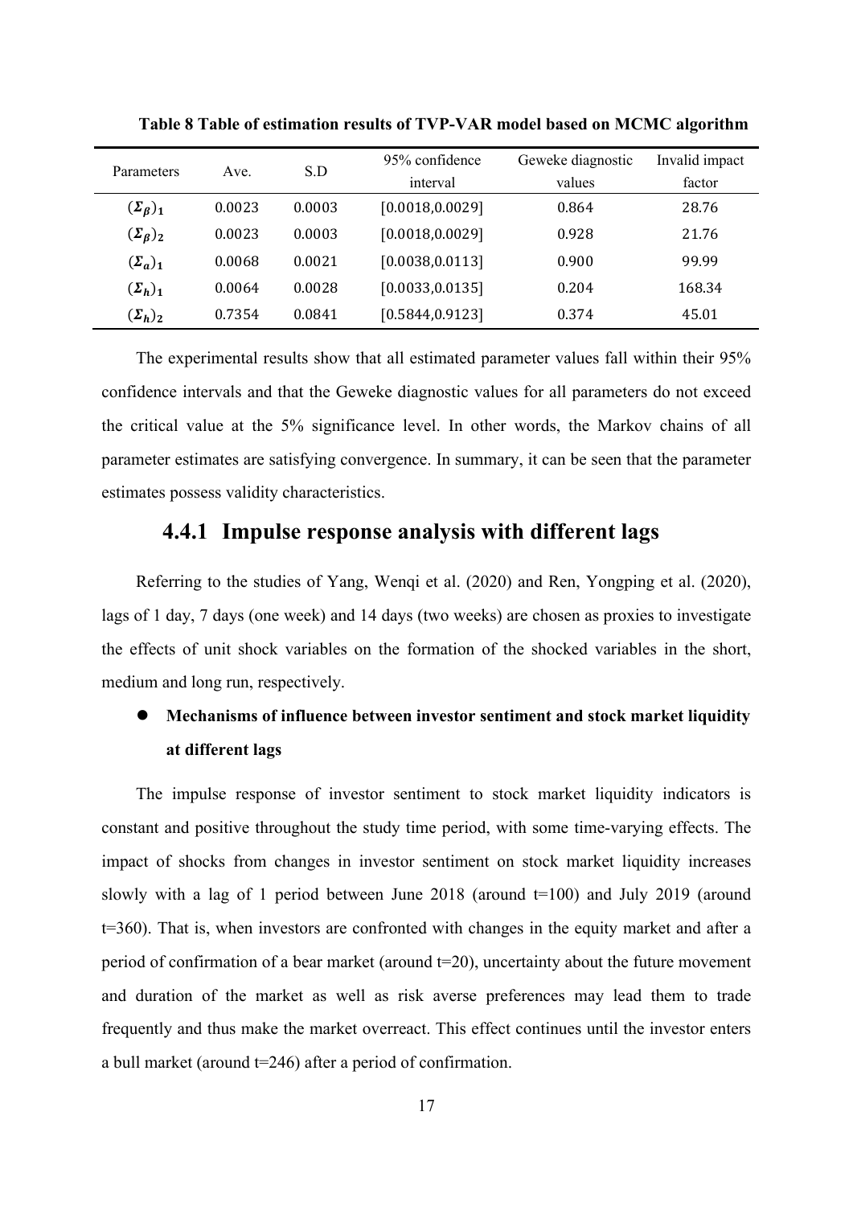**Table 8 Table of estimation results of TVP-VAR model based on MCMC algorithm**

| Parameters | Ave. | S.D | 95% confidence interval | Geweke diagnostic values | Invalid impact factor |
|---|---|---|---|---|---|
| $(\boldsymbol{\Sigma}_{\boldsymbol{\beta}})_{\mathbf{1}}$ | 0.0023 | 0.0003 | [0.0018,0.0029] | 0.864 | 28.76 |
| $(\boldsymbol{\Sigma}_{\boldsymbol{\beta}})_{\mathbf{2}}$ | 0.0023 | 0.0003 | [0.0018,0.0029] | 0.928 | 21.76 |
| $(\boldsymbol{\Sigma}_{\boldsymbol{a}})_{\mathbf{1}}$ | 0.0068 | 0.0021 | [0.0038,0.0113] | 0.900 | 99.99 |
| $(\boldsymbol{\Sigma}_{\boldsymbol{h}})_{\mathbf{1}}$ | 0.0064 | 0.0028 | [0.0033,0.0135] | 0.204 | 168.34 |
| $(\boldsymbol{\Sigma}_{\boldsymbol{h}})_{\mathbf{2}}$ | 0.7354 | 0.0841 | [0.5844,0.9123] | 0.374 | 45.01 |

The experimental results show that all estimated parameter values fall within their 95% confidence intervals and that the Geweke diagnostic values for all parameters do not exceed the critical value at the 5% significance level. In other words, the Markov chains of all parameter estimates are satisfying convergence. In summary, it can be seen that the parameter estimates possess validity characteristics.

### 4.4.1 Impulse response analysis with different lags

Referring to the studies of Yang, Wenqi et al. (2020) and Ren, Yongping et al. (2020), lags of 1 day, 7 days (one week) and 14 days (two weeks) are chosen as proxies to investigate the effects of unit shock variables on the formation of the shocked variables in the short, medium and long run, respectively.

- **Mechanisms of influence between investor sentiment and stock market liquidity at different lags**

The impulse response of investor sentiment to stock market liquidity indicators is constant and positive throughout the study time period, with some time-varying effects. The impact of shocks from changes in investor sentiment on stock market liquidity increases slowly with a lag of 1 period between June 2018 (around t=100) and July 2019 (around t=360). That is, when investors are confronted with changes in the equity market and after a period of confirmation of a bear market (around t=20), uncertainty about the future movement and duration of the market as well as risk averse preferences may lead them to trade frequently and thus make the market overreact. This effect continues until the investor enters a bull market (around t=246) after a period of confirmation.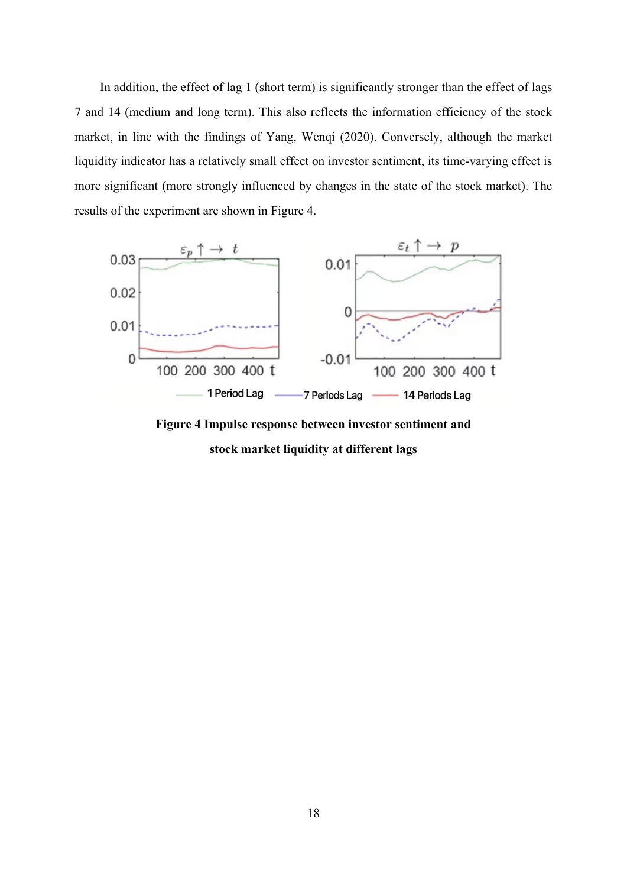In addition, the effect of lag 1 (short term) is significantly stronger than the effect of lags 7 and 14 (medium and long term). This also reflects the information efficiency of the stock market, in line with the findings of Yang, Wenqi (2020). Conversely, although the market liquidity indicator has a relatively small effect on investor sentiment, its time-varying effect is more significant (more strongly influenced by changes in the state of the stock market). The results of the experiment are shown in Figure 4.

**Figure 4 Impulse response between investor sentiment and stock market liquidity at different lags**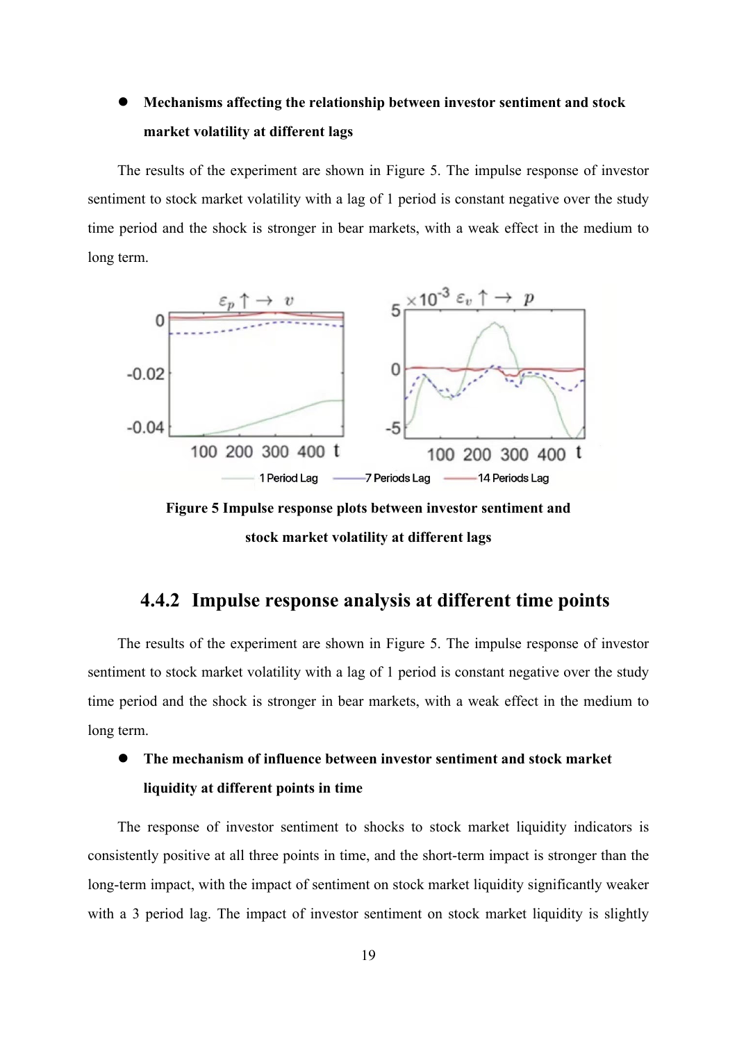- **Mechanisms affecting the relationship between investor sentiment and stock market volatility at different lags**

The results of the experiment are shown in Figure 5. The impulse response of investor sentiment to stock market volatility with a lag of 1 period is constant negative over the study time period and the shock is stronger in bear markets, with a weak effect in the medium to long term.

Figure 5 Impulse response plots between investor sentiment and stock market volatility at different lags

### 4.4.2 Impulse response analysis at different time points

The results of the experiment are shown in Figure 5. The impulse response of investor sentiment to stock market volatility with a lag of 1 period is constant negative over the study time period and the shock is stronger in bear markets, with a weak effect in the medium to long term.

- **The mechanism of influence between investor sentiment and stock market liquidity at different points in time**

The response of investor sentiment to shocks to stock market liquidity indicators is consistently positive at all three points in time, and the short-term impact is stronger than the long-term impact, with the impact of sentiment on stock market liquidity significantly weaker with a 3 period lag. The impact of investor sentiment on stock market liquidity is slightly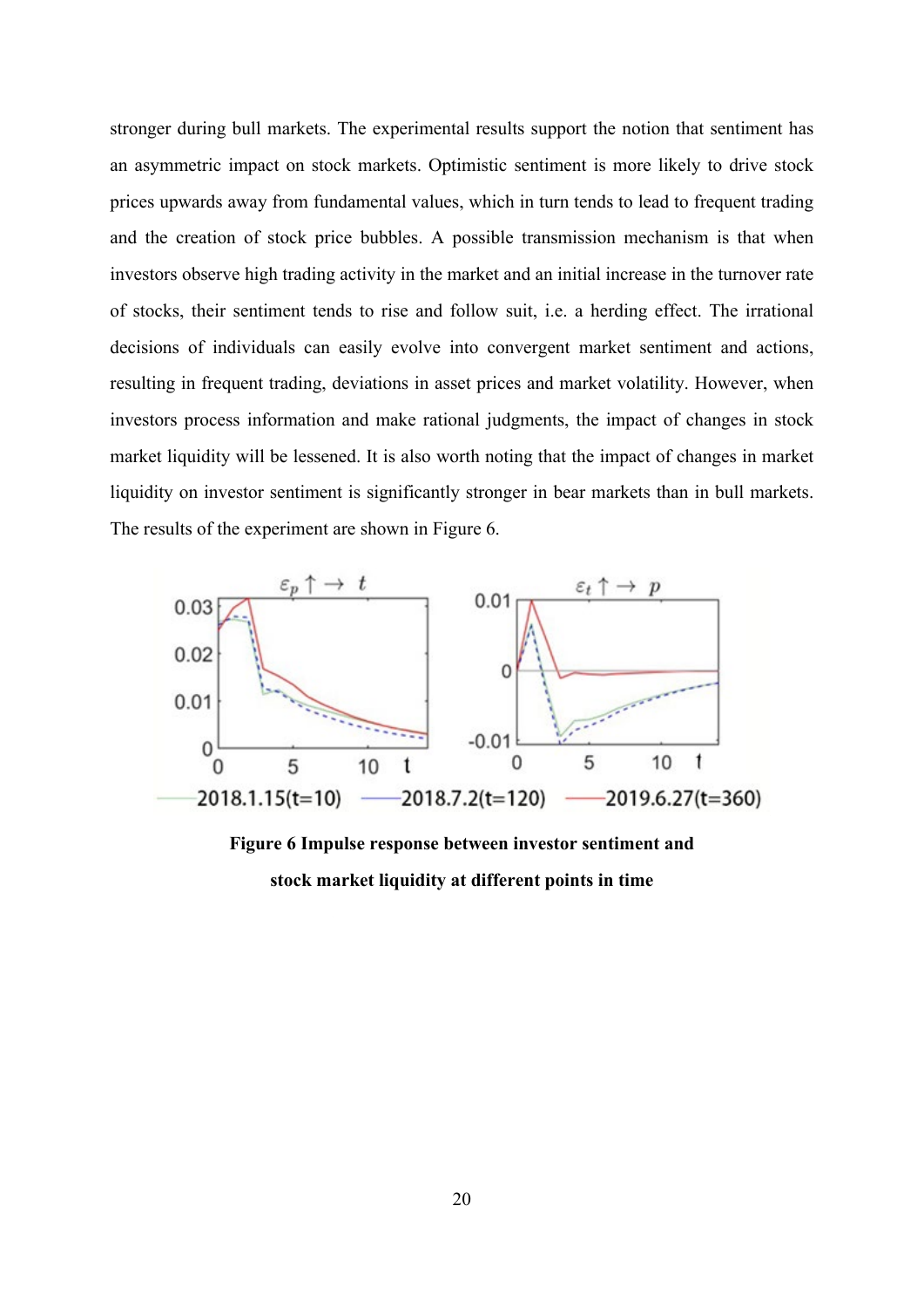stronger during bull markets. The experimental results support the notion that sentiment has an asymmetric impact on stock markets. Optimistic sentiment is more likely to drive stock prices upwards away from fundamental values, which in turn tends to lead to frequent trading and the creation of stock price bubbles. A possible transmission mechanism is that when investors observe high trading activity in the market and an initial increase in the turnover rate of stocks, their sentiment tends to rise and follow suit, i.e. a herding effect. The irrational decisions of individuals can easily evolve into convergent market sentiment and actions, resulting in frequent trading, deviations in asset prices and market volatility. However, when investors process information and make rational judgments, the impact of changes in stock market liquidity will be lessened. It is also worth noting that the impact of changes in market liquidity on investor sentiment is significantly stronger in bear markets than in bull markets. The results of the experiment are shown in Figure 6.

**Figure 6 Impulse response between investor sentiment and stock market liquidity at different points in time**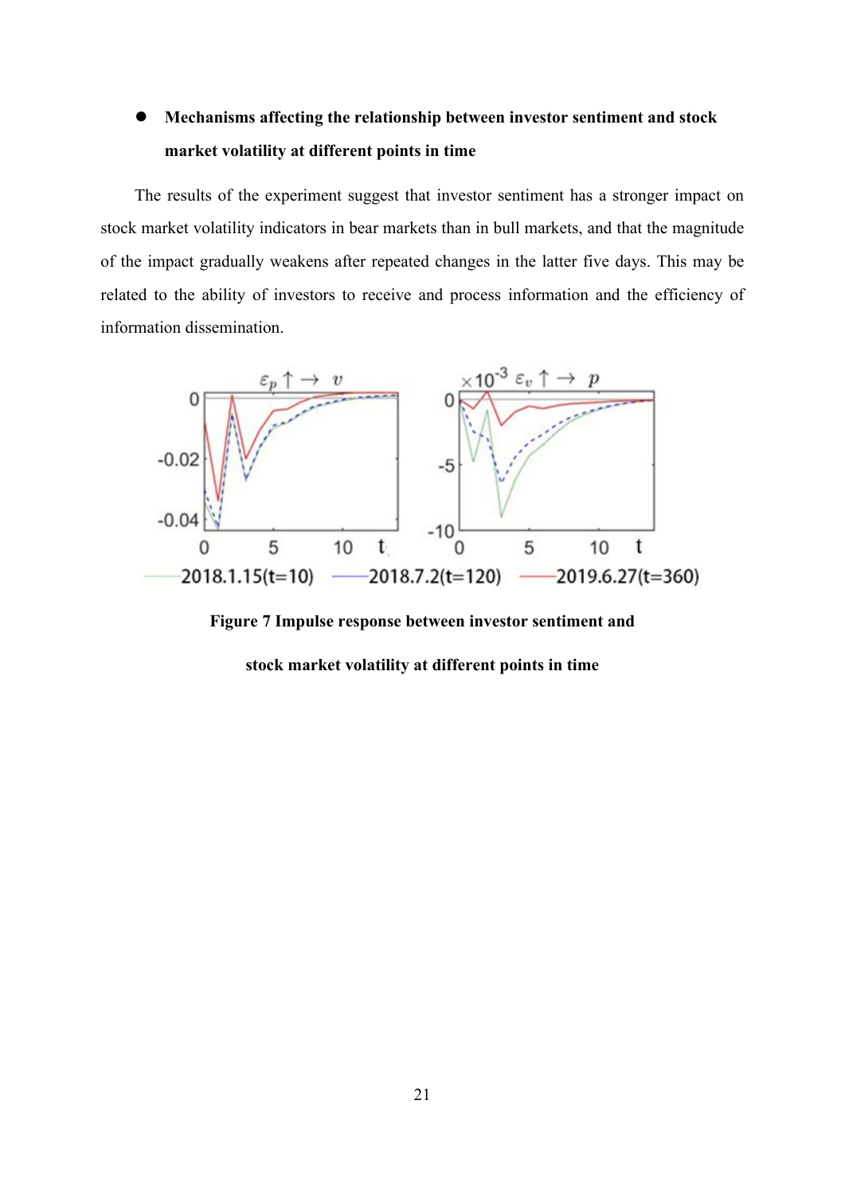- **Mechanisms affecting the relationship between investor sentiment and stock market volatility at different points in time**

The results of the experiment suggest that investor sentiment has a stronger impact on stock market volatility indicators in bear markets than in bull markets, and that the magnitude of the impact gradually weakens after repeated changes in the latter five days. This may be related to the ability of investors to receive and process information and the efficiency of information dissemination.

**Figure 7 Impulse response between investor sentiment and stock market volatility at different points in time**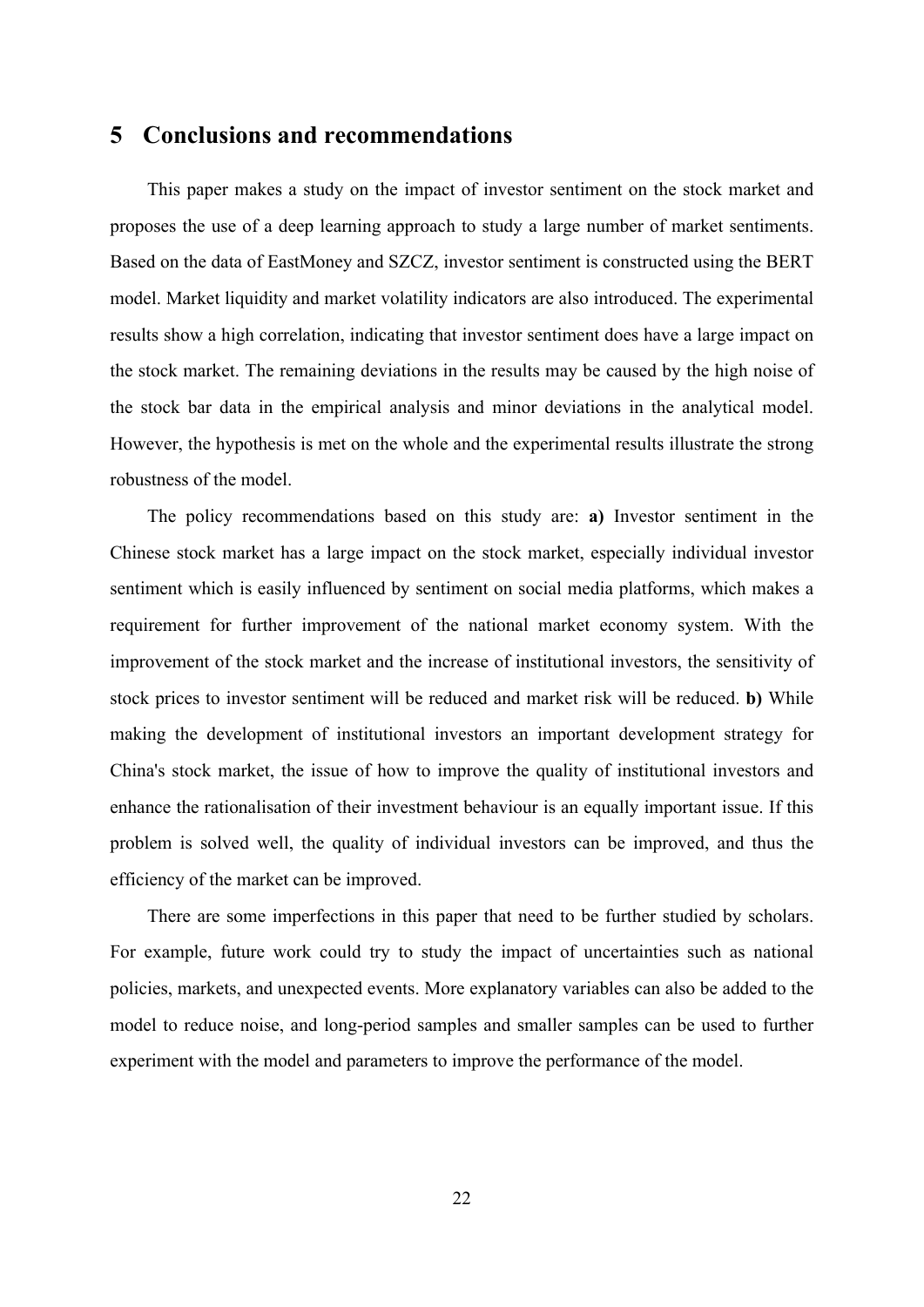# 5 Conclusions and recommendations

This paper makes a study on the impact of investor sentiment on the stock market and proposes the use of a deep learning approach to study a large number of market sentiments. Based on the data of EastMoney and SZCZ, investor sentiment is constructed using the BERT model. Market liquidity and market volatility indicators are also introduced. The experimental results show a high correlation, indicating that investor sentiment does have a large impact on the stock market. The remaining deviations in the results may be caused by the high noise of the stock bar data in the empirical analysis and minor deviations in the analytical model. However, the hypothesis is met on the whole and the experimental results illustrate the strong robustness of the model.

The policy recommendations based on this study are: **a)** Investor sentiment in the Chinese stock market has a large impact on the stock market, especially individual investor sentiment which is easily influenced by sentiment on social media platforms, which makes a requirement for further improvement of the national market economy system. With the improvement of the stock market and the increase of institutional investors, the sensitivity of stock prices to investor sentiment will be reduced and market risk will be reduced. **b)** While making the development of institutional investors an important development strategy for China's stock market, the issue of how to improve the quality of institutional investors and enhance the rationalisation of their investment behaviour is an equally important issue. If this problem is solved well, the quality of individual investors can be improved, and thus the efficiency of the market can be improved.

There are some imperfections in this paper that need to be further studied by scholars. For example, future work could try to study the impact of uncertainties such as national policies, markets, and unexpected events. More explanatory variables can also be added to the model to reduce noise, and long-period samples and smaller samples can be used to further experiment with the model and parameters to improve the performance of the model.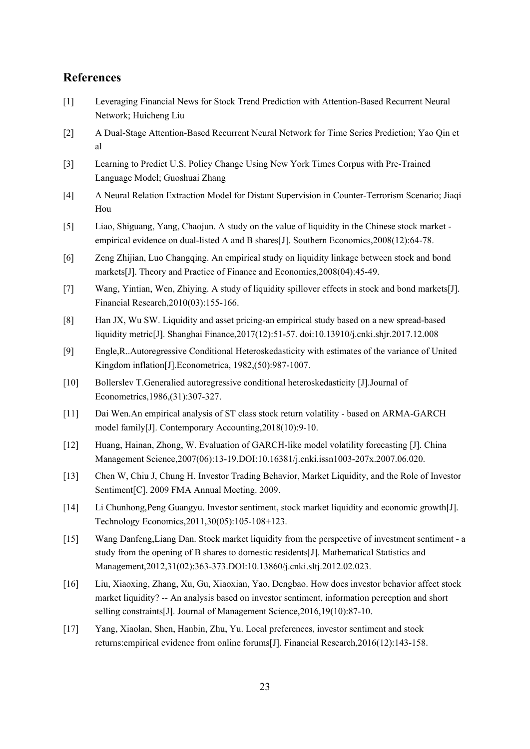## References

[1] Leveraging Financial News for Stock Trend Prediction with Attention-Based Recurrent Neural Network; Huicheng Liu

[2] A Dual-Stage Attention-Based Recurrent Neural Network for Time Series Prediction; Yao Qin et al

[3] Learning to Predict U.S. Policy Change Using New York Times Corpus with Pre-Trained Language Model; Guoshuai Zhang

[4] A Neural Relation Extraction Model for Distant Supervision in Counter-Terrorism Scenario; Jiaqi Hou

[5] Liao, Shiguang, Yang, Chaojun. A study on the value of liquidity in the Chinese stock market - empirical evidence on dual-listed A and B shares[J]. Southern Economics,2008(12):64-78.

[6] Zeng Zhijian, Luo Changqing. An empirical study on liquidity linkage between stock and bond markets[J]. Theory and Practice of Finance and Economics,2008(04):45-49.

[7] Wang, Yintian, Wen, Zhiying. A study of liquidity spillover effects in stock and bond markets[J]. Financial Research,2010(03):155-166.

[8] Han JX, Wu SW. Liquidity and asset pricing-an empirical study based on a new spread-based liquidity metric[J]. Shanghai Finance,2017(12):51-57. doi:10.13910/j.cnki.shjr.2017.12.008

[9] Engle,R..Autoregressive Conditional Heteroskedasticity with estimates of the variance of United Kingdom inflation[J].Econometrica, 1982,(50):987-1007.

[10] Bollerslev T.Generalied autoregressive conditional heteroskedasticity [J].Journal of Econometrics,1986,(31):307-327.

[11] Dai Wen.An empirical analysis of ST class stock return volatility - based on ARMA-GARCH model family[J]. Contemporary Accounting,2018(10):9-10.

[12] Huang, Hainan, Zhong, W. Evaluation of GARCH-like model volatility forecasting [J]. China Management Science,2007(06):13-19.DOI:10.16381/j.cnki.issn1003-207x.2007.06.020.

[13] Chen W, Chiu J, Chung H. Investor Trading Behavior, Market Liquidity, and the Role of Investor Sentiment[C]. 2009 FMA Annual Meeting. 2009.

[14] Li Chunhong,Peng Guangyu. Investor sentiment, stock market liquidity and economic growth[J]. Technology Economics,2011,30(05):105-108+123.

[15] Wang Danfeng,Liang Dan. Stock market liquidity from the perspective of investment sentiment - a study from the opening of B shares to domestic residents[J]. Mathematical Statistics and Management,2012,31(02):363-373.DOI:10.13860/j.cnki.sltj.2012.02.023.

[16] Liu, Xiaoxing, Zhang, Xu, Gu, Xiaoxian, Yao, Dengbao. How does investor behavior affect stock market liquidity? -- An analysis based on investor sentiment, information perception and short selling constraints[J]. Journal of Management Science,2016,19(10):87-10.

[17] Yang, Xiaolan, Shen, Hanbin, Zhu, Yu. Local preferences, investor sentiment and stock returns:empirical evidence from online forums[J]. Financial Research,2016(12):143-158.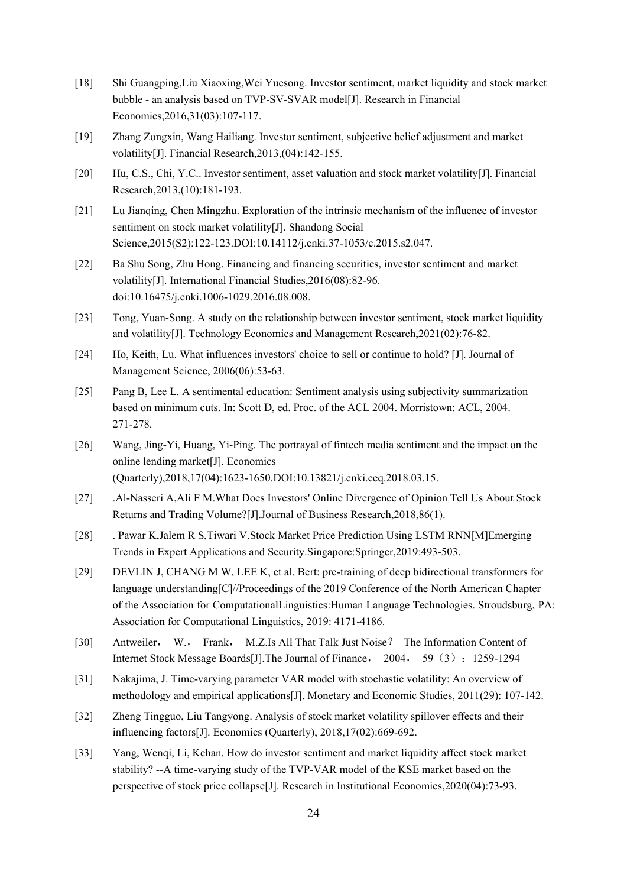[18] Shi Guangping,Liu Xiaoxing,Wei Yuesong. Investor sentiment, market liquidity and stock market bubble - an analysis based on TVP-SV-SVAR model[J]. Research in Financial Economics,2016,31(03):107-117.

[19] Zhang Zongxin, Wang Hailiang. Investor sentiment, subjective belief adjustment and market volatility[J]. Financial Research,2013,(04):142-155.

[20] Hu, C.S., Chi, Y.C.. Investor sentiment, asset valuation and stock market volatility[J]. Financial Research,2013,(10):181-193.

[21] Lu Jianqing, Chen Mingzhu. Exploration of the intrinsic mechanism of the influence of investor sentiment on stock market volatility[J]. Shandong Social Science,2015(S2):122-123.DOI:10.14112/j.cnki.37-1053/c.2015.s2.047.

[22] Ba Shu Song, Zhu Hong. Financing and financing securities, investor sentiment and market volatility[J]. International Financial Studies,2016(08):82-96. doi:10.16475/j.cnki.1006-1029.2016.08.008.

[23] Tong, Yuan-Song. A study on the relationship between investor sentiment, stock market liquidity and volatility[J]. Technology Economics and Management Research,2021(02):76-82.

[24] Ho, Keith, Lu. What influences investors' choice to sell or continue to hold? [J]. Journal of Management Science, 2006(06):53-63.

[25] Pang B, Lee L. A sentimental education: Sentiment analysis using subjectivity summarization based on minimum cuts. In: Scott D, ed. Proc. of the ACL 2004. Morristown: ACL, 2004. 271-278.

[26] Wang, Jing-Yi, Huang, Yi-Ping. The portrayal of fintech media sentiment and the impact on the online lending market[J]. Economics (Quarterly),2018,17(04):1623-1650.DOI:10.13821/j.cnki.ceq.2018.03.15.

[27] .Al-Nasseri A,Ali F M.What Does Investors' Online Divergence of Opinion Tell Us About Stock Returns and Trading Volume?[J].Journal of Business Research,2018,86(1).

[28] . Pawar K,Jalem R S,Tiwari V.Stock Market Price Prediction Using LSTM RNN[M]Emerging Trends in Expert Applications and Security.Singapore:Springer,2019:493-503.

[29] DEVLIN J, CHANG M W, LEE K, et al. Bert: pre-training of deep bidirectional transformers for language understanding[C]//Proceedings of the 2019 Conference of the North American Chapter of the Association for ComputationalLinguistics:Human Language Technologies. Stroudsburg, PA: Association for Computational Linguistics, 2019: 4171-4186.

[30] Antweiler， W.， Frank， M.Z.Is All That Talk Just Noise？ The Information Content of Internet Stock Message Boards[J].The Journal of Finance， 2004， 59（3）：1259-1294

[31] Nakajima, J. Time-varying parameter VAR model with stochastic volatility: An overview of methodology and empirical applications[J]. Monetary and Economic Studies, 2011(29): 107-142.

[32] Zheng Tingguo, Liu Tangyong. Analysis of stock market volatility spillover effects and their influencing factors[J]. Economics (Quarterly), 2018,17(02):669-692.

[33] Yang, Wenqi, Li, Kehan. How do investor sentiment and market liquidity affect stock market stability? --A time-varying study of the TVP-VAR model of the KSE market based on the perspective of stock price collapse[J]. Research in Institutional Economics,2020(04):73-93.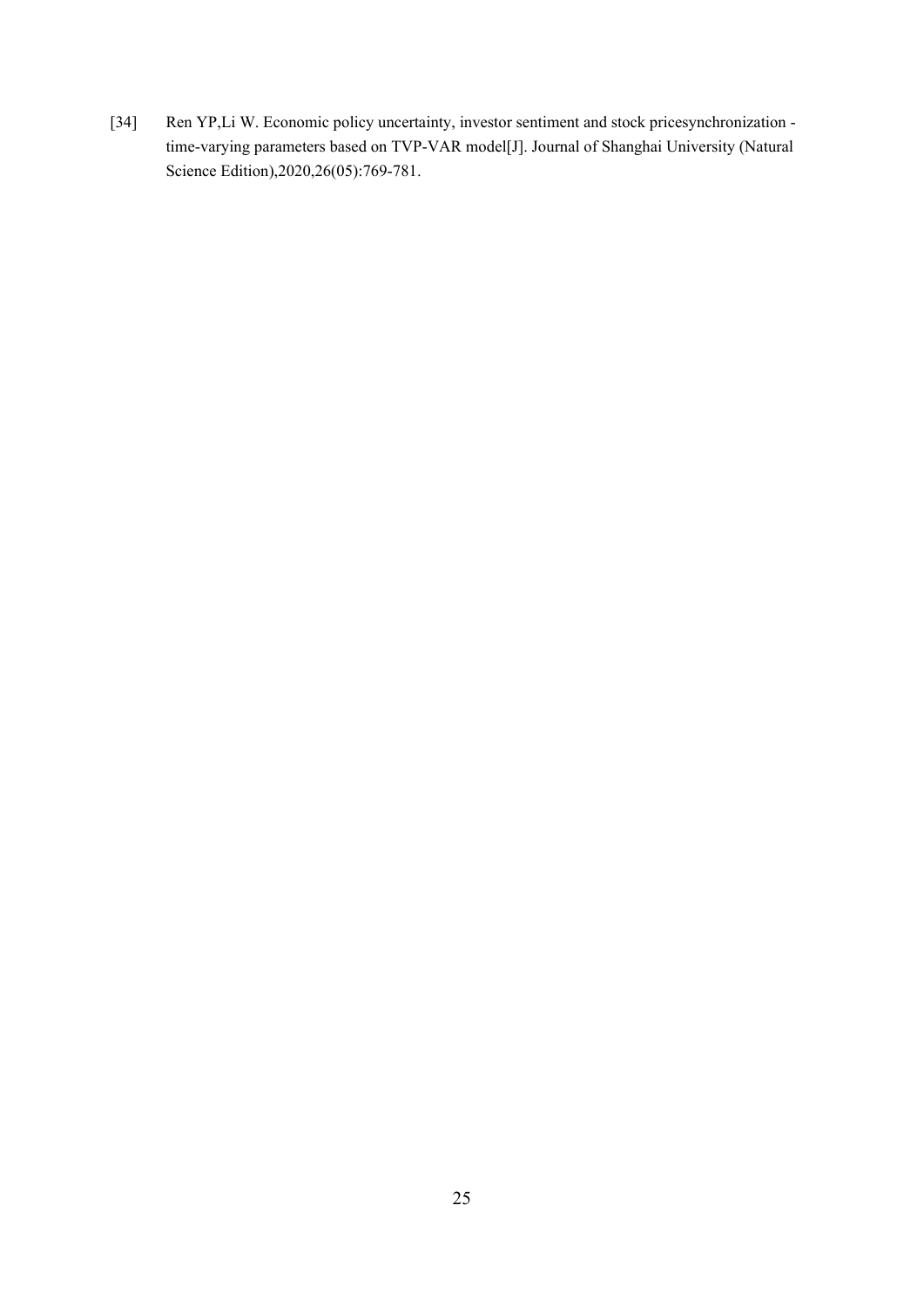[34] Ren YP,Li W. Economic policy uncertainty, investor sentiment and stock pricesynchronization - time-varying parameters based on TVP-VAR model[J]. Journal of Shanghai University (Natural Science Edition),2020,26(05):769-781.